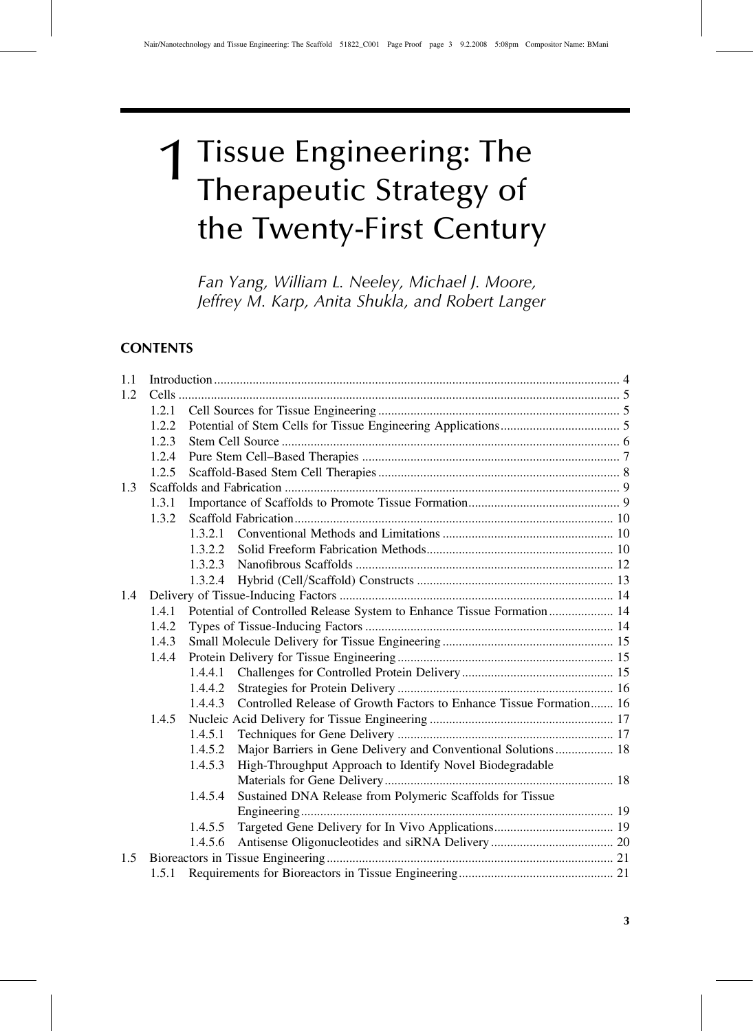# 1 Tissue Engineering: The Therapeutic Strategy of the Twenty-First Century

*Fan Yang, William L. Neeley, Michael J. Moore, Jeffrey M. Karp, Anita Shukla, and Robert Langer*

## CONTENTS

1.1 Introduction ..... 4
1.2 Cells ..... 5
  1.2.1 Cell Sources for Tissue Engineering ..... 5
  1.2.2 Potential of Stem Cells for Tissue Engineering Applications ..... 5
  1.2.3 Stem Cell Source ..... 6
  1.2.4 Pure Stem Cell–Based Therapies ..... 7
  1.2.5 Scaffold-Based Stem Cell Therapies ..... 8
1.3 Scaffolds and Fabrication ..... 9
  1.3.1 Importance of Scaffolds to Promote Tissue Formation ..... 9
  1.3.2 Scaffold Fabrication ..... 10
    1.3.2.1 Conventional Methods and Limitations ..... 10
    1.3.2.2 Solid Freeform Fabrication Methods ..... 10
    1.3.2.3 Nanofibrous Scaffolds ..... 12
    1.3.2.4 Hybrid (Cell/Scaffold) Constructs ..... 13
1.4 Delivery of Tissue-Inducing Factors ..... 14
  1.4.1 Potential of Controlled Release System to Enhance Tissue Formation ..... 14
  1.4.2 Types of Tissue-Inducing Factors ..... 14
  1.4.3 Small Molecule Delivery for Tissue Engineering ..... 15
  1.4.4 Protein Delivery for Tissue Engineering ..... 15
    1.4.4.1 Challenges for Controlled Protein Delivery ..... 15
    1.4.4.2 Strategies for Protein Delivery ..... 16
    1.4.4.3 Controlled Release of Growth Factors to Enhance Tissue Formation ..... 16
  1.4.5 Nucleic Acid Delivery for Tissue Engineering ..... 17
    1.4.5.1 Techniques for Gene Delivery ..... 17
    1.4.5.2 Major Barriers in Gene Delivery and Conventional Solutions ..... 18
    1.4.5.3 High-Throughput Approach to Identify Novel Biodegradable Materials for Gene Delivery ..... 18
    1.4.5.4 Sustained DNA Release from Polymeric Scaffolds for Tissue Engineering ..... 19
    1.4.5.5 Targeted Gene Delivery for In Vivo Applications ..... 19
    1.4.5.6 Antisense Oligonucleotides and siRNA Delivery ..... 20
1.5 Bioreactors in Tissue Engineering ..... 21
  1.5.1 Requirements for Bioreactors in Tissue Engineering ..... 21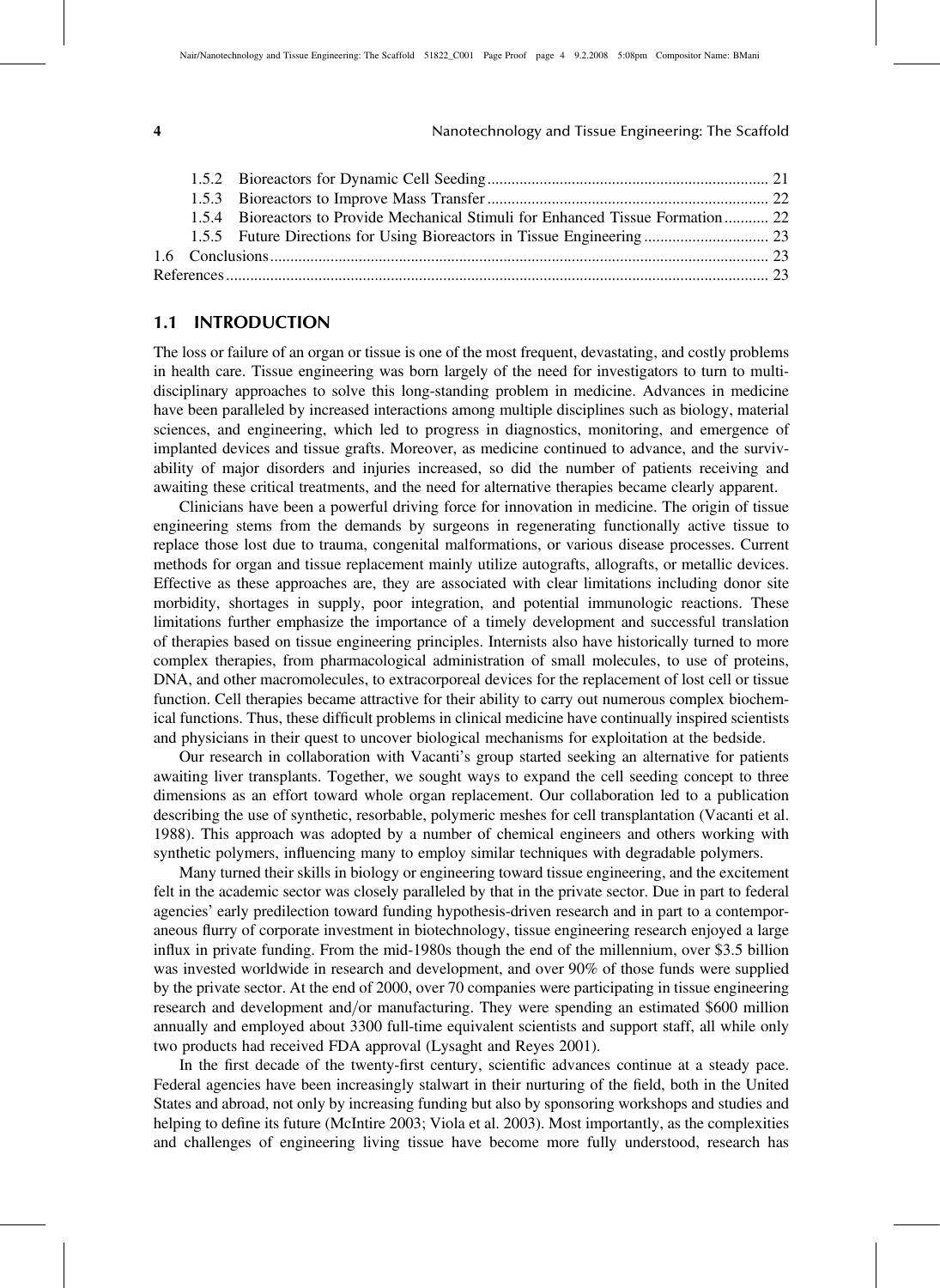| | | |
|---|---|---|
| 1.5.2 | Bioreactors for Dynamic Cell Seeding | 21 |
| 1.5.3 | Bioreactors to Improve Mass Transfer | 22 |
| 1.5.4 | Bioreactors to Provide Mechanical Stimuli for Enhanced Tissue Formation | 22 |
| 1.5.5 | Future Directions for Using Bioreactors in Tissue Engineering | 23 |
| 1.6 | Conclusions | 23 |
| | References | 23 |

## 1.1 INTRODUCTION

The loss or failure of an organ or tissue is one of the most frequent, devastating, and costly problems in health care. Tissue engineering was born largely of the need for investigators to turn to multidisciplinary approaches to solve this long-standing problem in medicine. Advances in medicine have been paralleled by increased interactions among multiple disciplines such as biology, material sciences, and engineering, which led to progress in diagnostics, monitoring, and emergence of implanted devices and tissue grafts. Moreover, as medicine continued to advance, and the survivability of major disorders and injuries increased, so did the number of patients receiving and awaiting these critical treatments, and the need for alternative therapies became clearly apparent.

Clinicians have been a powerful driving force for innovation in medicine. The origin of tissue engineering stems from the demands by surgeons in regenerating functionally active tissue to replace those lost due to trauma, congenital malformations, or various disease processes. Current methods for organ and tissue replacement mainly utilize autografts, allografts, or metallic devices. Effective as these approaches are, they are associated with clear limitations including donor site morbidity, shortages in supply, poor integration, and potential immunologic reactions. These limitations further emphasize the importance of a timely development and successful translation of therapies based on tissue engineering principles. Internists also have historically turned to more complex therapies, from pharmacological administration of small molecules, to use of proteins, DNA, and other macromolecules, to extracorporeal devices for the replacement of lost cell or tissue function. Cell therapies became attractive for their ability to carry out numerous complex biochemical functions. Thus, these difficult problems in clinical medicine have continually inspired scientists and physicians in their quest to uncover biological mechanisms for exploitation at the bedside.

Our research in collaboration with Vacanti's group started seeking an alternative for patients awaiting liver transplants. Together, we sought ways to expand the cell seeding concept to three dimensions as an effort toward whole organ replacement. Our collaboration led to a publication describing the use of synthetic, resorbable, polymeric meshes for cell transplantation (Vacanti et al. 1988). This approach was adopted by a number of chemical engineers and others working with synthetic polymers, influencing many to employ similar techniques with degradable polymers.

Many turned their skills in biology or engineering toward tissue engineering, and the excitement felt in the academic sector was closely paralleled by that in the private sector. Due in part to federal agencies' early predilection toward funding hypothesis-driven research and in part to a contemporaneous flurry of corporate investment in biotechnology, tissue engineering research enjoyed a large influx in private funding. From the mid-1980s though the end of the millennium, over \$3.5 billion was invested worldwide in research and development, and over 90% of those funds were supplied by the private sector. At the end of 2000, over 70 companies were participating in tissue engineering research and development and/or manufacturing. They were spending an estimated \$600 million annually and employed about 3300 full-time equivalent scientists and support staff, all while only two products had received FDA approval (Lysaght and Reyes 2001).

In the first decade of the twenty-first century, scientific advances continue at a steady pace. Federal agencies have been increasingly stalwart in their nurturing of the field, both in the United States and abroad, not only by increasing funding but also by sponsoring workshops and studies and helping to define its future (McIntire 2003; Viola et al. 2003). Most importantly, as the complexities and challenges of engineering living tissue have become more fully understood, research has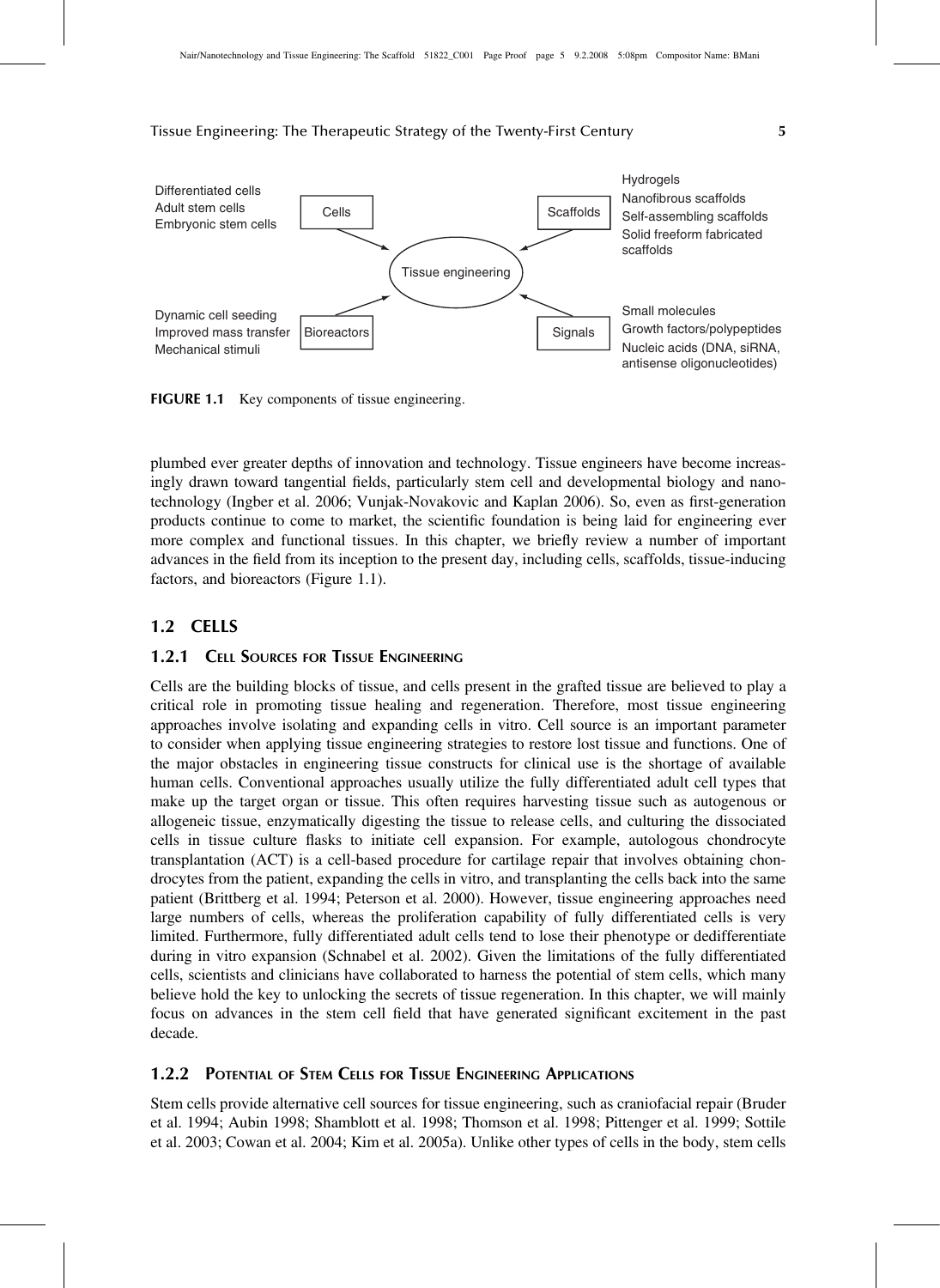Differentiated cells
Adult stem cells
Embryonic stem cells

Cells

Scaffolds

Hydrogels
Nanofibrous scaffolds
Self-assembling scaffolds
Solid freeform fabricated scaffolds

Tissue engineering

Dynamic cell seeding
Improved mass transfer
Mechanical stimuli

Bioreactors

Signals

Small molecules
Growth factors/polypeptides
Nucleic acids (DNA, siRNA, antisense oligonucleotides)

**FIGURE 1.1** Key components of tissue engineering.

plumbed ever greater depths of innovation and technology. Tissue engineers have become increasingly drawn toward tangential fields, particularly stem cell and developmental biology and nanotechnology (Ingber et al. 2006; Vunjak-Novakovic and Kaplan 2006). So, even as first-generation products continue to come to market, the scientific foundation is being laid for engineering ever more complex and functional tissues. In this chapter, we briefly review a number of important advances in the field from its inception to the present day, including cells, scaffolds, tissue-inducing factors, and bioreactors (Figure 1.1).

## 1.2 CELLS

### 1.2.1 Cell Sources for Tissue Engineering

Cells are the building blocks of tissue, and cells present in the grafted tissue are believed to play a critical role in promoting tissue healing and regeneration. Therefore, most tissue engineering approaches involve isolating and expanding cells in vitro. Cell source is an important parameter to consider when applying tissue engineering strategies to restore lost tissue and functions. One of the major obstacles in engineering tissue constructs for clinical use is the shortage of available human cells. Conventional approaches usually utilize the fully differentiated adult cell types that make up the target organ or tissue. This often requires harvesting tissue such as autogenous or allogeneic tissue, enzymatically digesting the tissue to release cells, and culturing the dissociated cells in tissue culture flasks to initiate cell expansion. For example, autologous chondrocyte transplantation (ACT) is a cell-based procedure for cartilage repair that involves obtaining chondrocytes from the patient, expanding the cells in vitro, and transplanting the cells back into the same patient (Brittberg et al. 1994; Peterson et al. 2000). However, tissue engineering approaches need large numbers of cells, whereas the proliferation capability of fully differentiated cells is very limited. Furthermore, fully differentiated adult cells tend to lose their phenotype or dedifferentiate during in vitro expansion (Schnabel et al. 2002). Given the limitations of the fully differentiated cells, scientists and clinicians have collaborated to harness the potential of stem cells, which many believe hold the key to unlocking the secrets of tissue regeneration. In this chapter, we will mainly focus on advances in the stem cell field that have generated significant excitement in the past decade.

### 1.2.2 Potential of Stem Cells for Tissue Engineering Applications

Stem cells provide alternative cell sources for tissue engineering, such as craniofacial repair (Bruder et al. 1994; Aubin 1998; Shamblott et al. 1998; Thomson et al. 1998; Pittenger et al. 1999; Sottile et al. 2003; Cowan et al. 2004; Kim et al. 2005a). Unlike other types of cells in the body, stem cells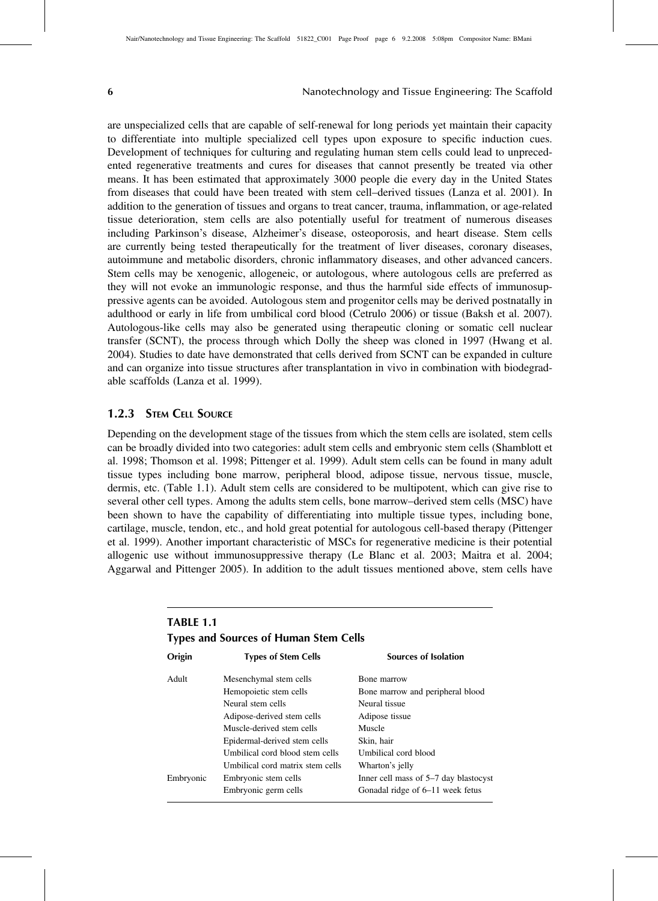are unspecialized cells that are capable of self-renewal for long periods yet maintain their capacity to differentiate into multiple specialized cell types upon exposure to specific induction cues. Development of techniques for culturing and regulating human stem cells could lead to unprecedented regenerative treatments and cures for diseases that cannot presently be treated via other means. It has been estimated that approximately 3000 people die every day in the United States from diseases that could have been treated with stem cell–derived tissues (Lanza et al. 2001). In addition to the generation of tissues and organs to treat cancer, trauma, inflammation, or age-related tissue deterioration, stem cells are also potentially useful for treatment of numerous diseases including Parkinson's disease, Alzheimer's disease, osteoporosis, and heart disease. Stem cells are currently being tested therapeutically for the treatment of liver diseases, coronary diseases, autoimmune and metabolic disorders, chronic inflammatory diseases, and other advanced cancers. Stem cells may be xenogenic, allogeneic, or autologous, where autologous cells are preferred as they will not evoke an immunologic response, and thus the harmful side effects of immunosuppressive agents can be avoided. Autologous stem and progenitor cells may be derived postnatally in adulthood or early in life from umbilical cord blood (Cetrulo 2006) or tissue (Baksh et al. 2007). Autologous-like cells may also be generated using therapeutic cloning or somatic cell nuclear transfer (SCNT), the process through which Dolly the sheep was cloned in 1997 (Hwang et al. 2004). Studies to date have demonstrated that cells derived from SCNT can be expanded in culture and can organize into tissue structures after transplantation in vivo in combination with biodegradable scaffolds (Lanza et al. 1999).

### 1.2.3 Stem Cell Source

Depending on the development stage of the tissues from which the stem cells are isolated, stem cells can be broadly divided into two categories: adult stem cells and embryonic stem cells (Shamblott et al. 1998; Thomson et al. 1998; Pittenger et al. 1999). Adult stem cells can be found in many adult tissue types including bone marrow, peripheral blood, adipose tissue, nervous tissue, muscle, dermis, etc. (Table 1.1). Adult stem cells are considered to be multipotent, which can give rise to several other cell types. Among the adults stem cells, bone marrow–derived stem cells (MSC) have been shown to have the capability of differentiating into multiple tissue types, including bone, cartilage, muscle, tendon, etc., and hold great potential for autologous cell-based therapy (Pittenger et al. 1999). Another important characteristic of MSCs for regenerative medicine is their potential allogenic use without immunosuppressive therapy (Le Blanc et al. 2003; Maitra et al. 2004; Aggarwal and Pittenger 2005). In addition to the adult tissues mentioned above, stem cells have

**TABLE 1.1**
**Types and Sources of Human Stem Cells**

| Origin | Types of Stem Cells | Sources of Isolation |
|---|---|---|
| Adult | Mesenchymal stem cells | Bone marrow |
| | Hemopoietic stem cells | Bone marrow and peripheral blood |
| | Neural stem cells | Neural tissue |
| | Adipose-derived stem cells | Adipose tissue |
| | Muscle-derived stem cells | Muscle |
| | Epidermal-derived stem cells | Skin, hair |
| | Umbilical cord blood stem cells | Umbilical cord blood |
| | Umbilical cord matrix stem cells | Wharton's jelly |
| Embryonic | Embryonic stem cells | Inner cell mass of 5–7 day blastocyst |
| | Embryonic germ cells | Gonadal ridge of 6–11 week fetus |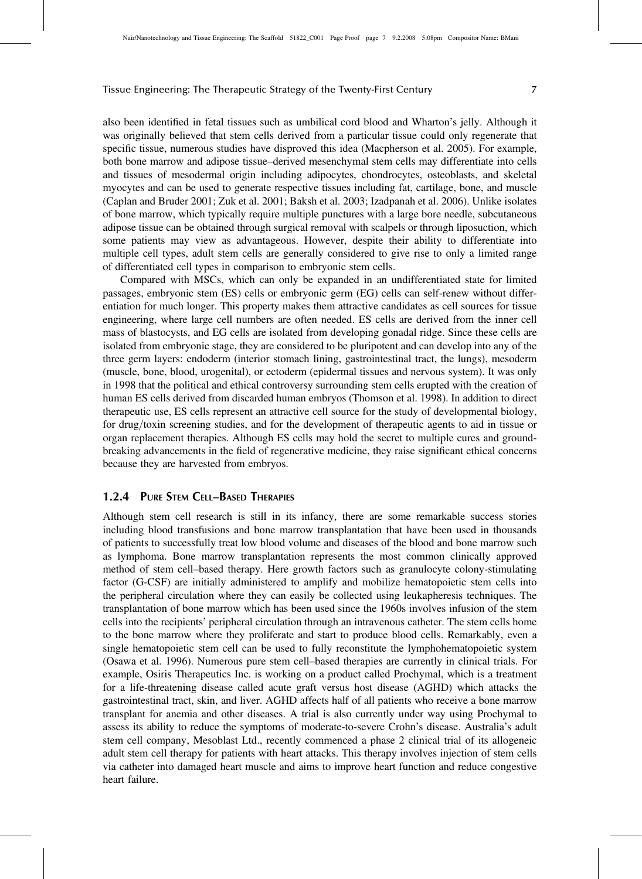also been identified in fetal tissues such as umbilical cord blood and Wharton's jelly. Although it was originally believed that stem cells derived from a particular tissue could only regenerate that specific tissue, numerous studies have disproved this idea (Macpherson et al. 2005). For example, both bone marrow and adipose tissue–derived mesenchymal stem cells may differentiate into cells and tissues of mesodermal origin including adipocytes, chondrocytes, osteoblasts, and skeletal myocytes and can be used to generate respective tissues including fat, cartilage, bone, and muscle (Caplan and Bruder 2001; Zuk et al. 2001; Baksh et al. 2003; Izadpanah et al. 2006). Unlike isolates of bone marrow, which typically require multiple punctures with a large bore needle, subcutaneous adipose tissue can be obtained through surgical removal with scalpels or through liposuction, which some patients may view as advantageous. However, despite their ability to differentiate into multiple cell types, adult stem cells are generally considered to give rise to only a limited range of differentiated cell types in comparison to embryonic stem cells.

Compared with MSCs, which can only be expanded in an undifferentiated state for limited passages, embryonic stem (ES) cells or embryonic germ (EG) cells can self-renew without differentiation for much longer. This property makes them attractive candidates as cell sources for tissue engineering, where large cell numbers are often needed. ES cells are derived from the inner cell mass of blastocysts, and EG cells are isolated from developing gonadal ridge. Since these cells are isolated from embryonic stage, they are considered to be pluripotent and can develop into any of the three germ layers: endoderm (interior stomach lining, gastrointestinal tract, the lungs), mesoderm (muscle, bone, blood, urogenital), or ectoderm (epidermal tissues and nervous system). It was only in 1998 that the political and ethical controversy surrounding stem cells erupted with the creation of human ES cells derived from discarded human embryos (Thomson et al. 1998). In addition to direct therapeutic use, ES cells represent an attractive cell source for the study of developmental biology, for drug/toxin screening studies, and for the development of therapeutic agents to aid in tissue or organ replacement therapies. Although ES cells may hold the secret to multiple cures and groundbreaking advancements in the field of regenerative medicine, they raise significant ethical concerns because they are harvested from embryos.

### 1.2.4 Pure Stem Cell–Based Therapies

Although stem cell research is still in its infancy, there are some remarkable success stories including blood transfusions and bone marrow transplantation that have been used in thousands of patients to successfully treat low blood volume and diseases of the blood and bone marrow such as lymphoma. Bone marrow transplantation represents the most common clinically approved method of stem cell–based therapy. Here growth factors such as granulocyte colony-stimulating factor (G-CSF) are initially administered to amplify and mobilize hematopoietic stem cells into the peripheral circulation where they can easily be collected using leukapheresis techniques. The transplantation of bone marrow which has been used since the 1960s involves infusion of the stem cells into the recipients' peripheral circulation through an intravenous catheter. The stem cells home to the bone marrow where they proliferate and start to produce blood cells. Remarkably, even a single hematopoietic stem cell can be used to fully reconstitute the lymphohematopoietic system (Osawa et al. 1996). Numerous pure stem cell–based therapies are currently in clinical trials. For example, Osiris Therapeutics Inc. is working on a product called Prochymal, which is a treatment for a life-threatening disease called acute graft versus host disease (AGHD) which attacks the gastrointestinal tract, skin, and liver. AGHD affects half of all patients who receive a bone marrow transplant for anemia and other diseases. A trial is also currently under way using Prochymal to assess its ability to reduce the symptoms of moderate-to-severe Crohn's disease. Australia's adult stem cell company, Mesoblast Ltd., recently commenced a phase 2 clinical trial of its allogeneic adult stem cell therapy for patients with heart attacks. This therapy involves injection of stem cells via catheter into damaged heart muscle and aims to improve heart function and reduce congestive heart failure.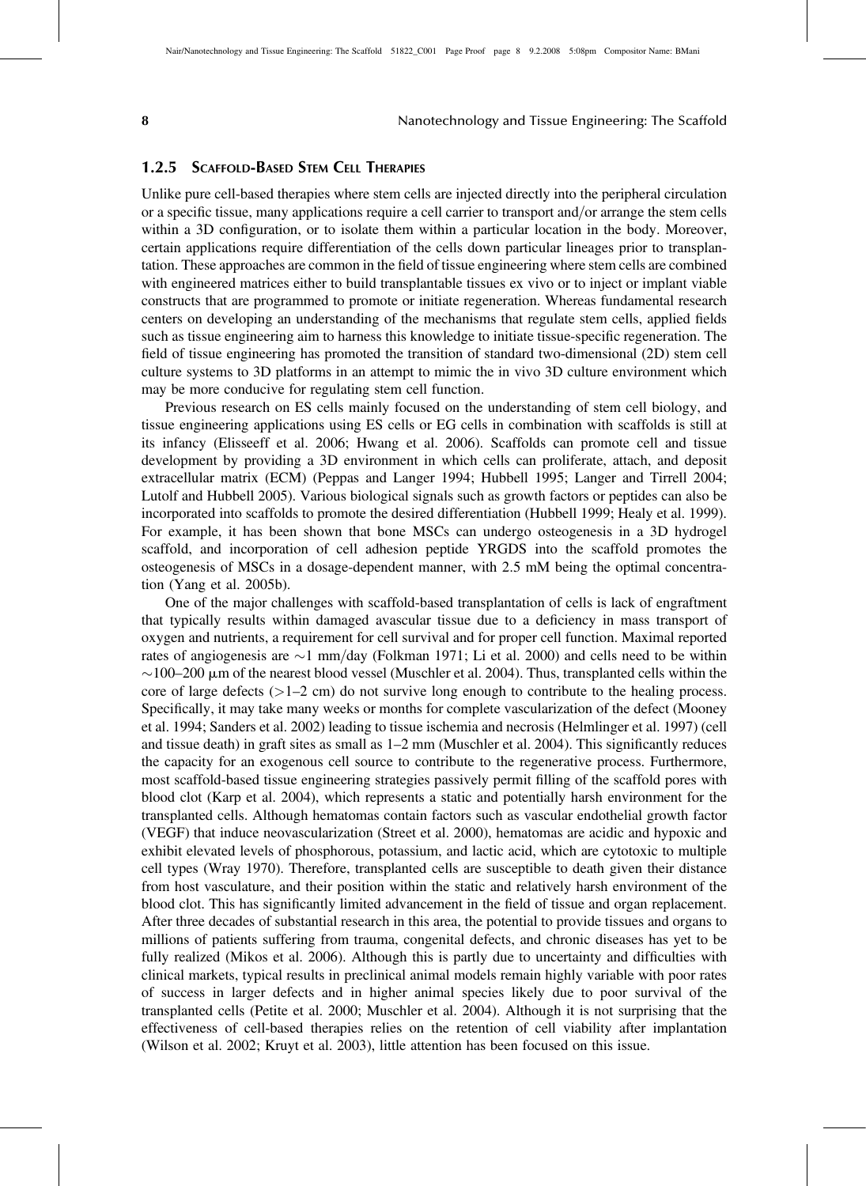### 1.2.5 Scaffold-Based Stem Cell Therapies

Unlike pure cell-based therapies where stem cells are injected directly into the peripheral circulation or a specific tissue, many applications require a cell carrier to transport and/or arrange the stem cells within a 3D configuration, or to isolate them within a particular location in the body. Moreover, certain applications require differentiation of the cells down particular lineages prior to transplantation. These approaches are common in the field of tissue engineering where stem cells are combined with engineered matrices either to build transplantable tissues ex vivo or to inject or implant viable constructs that are programmed to promote or initiate regeneration. Whereas fundamental research centers on developing an understanding of the mechanisms that regulate stem cells, applied fields such as tissue engineering aim to harness this knowledge to initiate tissue-specific regeneration. The field of tissue engineering has promoted the transition of standard two-dimensional (2D) stem cell culture systems to 3D platforms in an attempt to mimic the in vivo 3D culture environment which may be more conducive for regulating stem cell function.

Previous research on ES cells mainly focused on the understanding of stem cell biology, and tissue engineering applications using ES cells or EG cells in combination with scaffolds is still at its infancy (Elisseeff et al. 2006; Hwang et al. 2006). Scaffolds can promote cell and tissue development by providing a 3D environment in which cells can proliferate, attach, and deposit extracellular matrix (ECM) (Peppas and Langer 1994; Hubbell 1995; Langer and Tirrell 2004; Lutolf and Hubbell 2005). Various biological signals such as growth factors or peptides can also be incorporated into scaffolds to promote the desired differentiation (Hubbell 1999; Healy et al. 1999). For example, it has been shown that bone MSCs can undergo osteogenesis in a 3D hydrogel scaffold, and incorporation of cell adhesion peptide YRGDS into the scaffold promotes the osteogenesis of MSCs in a dosage-dependent manner, with 2.5 mM being the optimal concentration (Yang et al. 2005b).

One of the major challenges with scaffold-based transplantation of cells is lack of engraftment that typically results within damaged avascular tissue due to a deficiency in mass transport of oxygen and nutrients, a requirement for cell survival and for proper cell function. Maximal reported rates of angiogenesis are $\sim$1 mm/day (Folkman 1971; Li et al. 2000) and cells need to be within $\sim$100–200 μm of the nearest blood vessel (Muschler et al. 2004). Thus, transplanted cells within the core of large defects ($>$1–2 cm) do not survive long enough to contribute to the healing process. Specifically, it may take many weeks or months for complete vascularization of the defect (Mooney et al. 1994; Sanders et al. 2002) leading to tissue ischemia and necrosis (Helmlinger et al. 1997) (cell and tissue death) in graft sites as small as 1–2 mm (Muschler et al. 2004). This significantly reduces the capacity for an exogenous cell source to contribute to the regenerative process. Furthermore, most scaffold-based tissue engineering strategies passively permit filling of the scaffold pores with blood clot (Karp et al. 2004), which represents a static and potentially harsh environment for the transplanted cells. Although hematomas contain factors such as vascular endothelial growth factor (VEGF) that induce neovascularization (Street et al. 2000), hematomas are acidic and hypoxic and exhibit elevated levels of phosphorous, potassium, and lactic acid, which are cytotoxic to multiple cell types (Wray 1970). Therefore, transplanted cells are susceptible to death given their distance from host vasculature, and their position within the static and relatively harsh environment of the blood clot. This has significantly limited advancement in the field of tissue and organ replacement. After three decades of substantial research in this area, the potential to provide tissues and organs to millions of patients suffering from trauma, congenital defects, and chronic diseases has yet to be fully realized (Mikos et al. 2006). Although this is partly due to uncertainty and difficulties with clinical markets, typical results in preclinical animal models remain highly variable with poor rates of success in larger defects and in higher animal species likely due to poor survival of the transplanted cells (Petite et al. 2000; Muschler et al. 2004). Although it is not surprising that the effectiveness of cell-based therapies relies on the retention of cell viability after implantation (Wilson et al. 2002; Kruyt et al. 2003), little attention has been focused on this issue.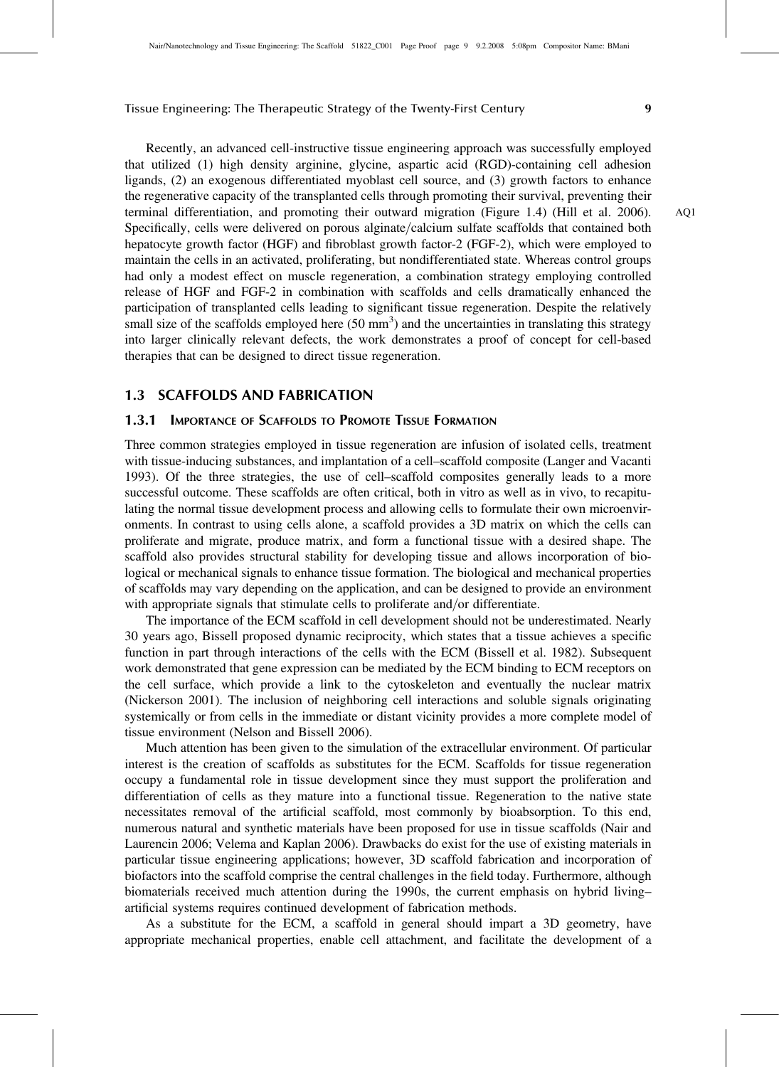Recently, an advanced cell-instructive tissue engineering approach was successfully employed that utilized (1) high density arginine, glycine, aspartic acid (RGD)-containing cell adhesion ligands, (2) an exogenous differentiated myoblast cell source, and (3) growth factors to enhance the regenerative capacity of the transplanted cells through promoting their survival, preventing their terminal differentiation, and promoting their outward migration (Figure 1.4) (Hill et al. 2006). Specifically, cells were delivered on porous alginate/calcium sulfate scaffolds that contained both hepatocyte growth factor (HGF) and fibroblast growth factor-2 (FGF-2), which were employed to maintain the cells in an activated, proliferating, but nondifferentiated state. Whereas control groups had only a modest effect on muscle regeneration, a combination strategy employing controlled release of HGF and FGF-2 in combination with scaffolds and cells dramatically enhanced the participation of transplanted cells leading to significant tissue regeneration. Despite the relatively small size of the scaffolds employed here (50 $mm^3$) and the uncertainties in translating this strategy into larger clinically relevant defects, the work demonstrates a proof of concept for cell-based therapies that can be designed to direct tissue regeneration.

## 1.3 SCAFFOLDS AND FABRICATION

### 1.3.1 IMPORTANCE OF SCAFFOLDS TO PROMOTE TISSUE FORMATION

Three common strategies employed in tissue regeneration are infusion of isolated cells, treatment with tissue-inducing substances, and implantation of a cell–scaffold composite (Langer and Vacanti 1993). Of the three strategies, the use of cell–scaffold composites generally leads to a more successful outcome. These scaffolds are often critical, both in vitro as well as in vivo, to recapitulating the normal tissue development process and allowing cells to formulate their own microenvironments. In contrast to using cells alone, a scaffold provides a 3D matrix on which the cells can proliferate and migrate, produce matrix, and form a functional tissue with a desired shape. The scaffold also provides structural stability for developing tissue and allows incorporation of biological or mechanical signals to enhance tissue formation. The biological and mechanical properties of scaffolds may vary depending on the application, and can be designed to provide an environment with appropriate signals that stimulate cells to proliferate and/or differentiate.

The importance of the ECM scaffold in cell development should not be underestimated. Nearly 30 years ago, Bissell proposed dynamic reciprocity, which states that a tissue achieves a specific function in part through interactions of the cells with the ECM (Bissell et al. 1982). Subsequent work demonstrated that gene expression can be mediated by the ECM binding to ECM receptors on the cell surface, which provide a link to the cytoskeleton and eventually the nuclear matrix (Nickerson 2001). The inclusion of neighboring cell interactions and soluble signals originating systemically or from cells in the immediate or distant vicinity provides a more complete model of tissue environment (Nelson and Bissell 2006).

Much attention has been given to the simulation of the extracellular environment. Of particular interest is the creation of scaffolds as substitutes for the ECM. Scaffolds for tissue regeneration occupy a fundamental role in tissue development since they must support the proliferation and differentiation of cells as they mature into a functional tissue. Regeneration to the native state necessitates removal of the artificial scaffold, most commonly by bioabsorption. To this end, numerous natural and synthetic materials have been proposed for use in tissue scaffolds (Nair and Laurencin 2006; Velema and Kaplan 2006). Drawbacks do exist for the use of existing materials in particular tissue engineering applications; however, 3D scaffold fabrication and incorporation of biofactors into the scaffold comprise the central challenges in the field today. Furthermore, although biomaterials received much attention during the 1990s, the current emphasis on hybrid living–artificial systems requires continued development of fabrication methods.

As a substitute for the ECM, a scaffold in general should impart a 3D geometry, have appropriate mechanical properties, enable cell attachment, and facilitate the development of a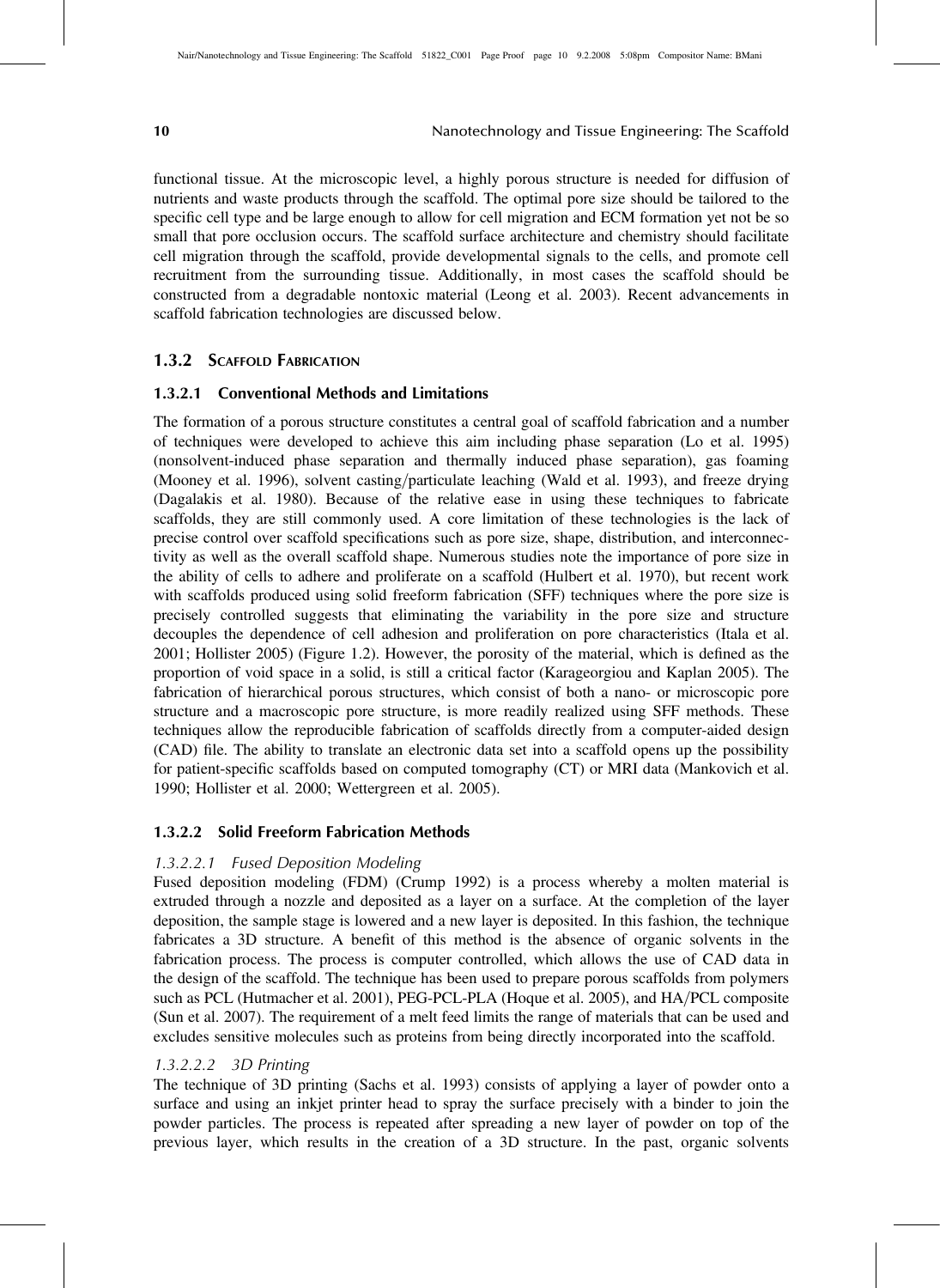functional tissue. At the microscopic level, a highly porous structure is needed for diffusion of nutrients and waste products through the scaffold. The optimal pore size should be tailored to the specific cell type and be large enough to allow for cell migration and ECM formation yet not be so small that pore occlusion occurs. The scaffold surface architecture and chemistry should facilitate cell migration through the scaffold, provide developmental signals to the cells, and promote cell recruitment from the surrounding tissue. Additionally, in most cases the scaffold should be constructed from a degradable nontoxic material (Leong et al. 2003). Recent advancements in scaffold fabrication technologies are discussed below.

### 1.3.2 Scaffold Fabrication

#### 1.3.2.1 Conventional Methods and Limitations

The formation of a porous structure constitutes a central goal of scaffold fabrication and a number of techniques were developed to achieve this aim including phase separation (Lo et al. 1995) (nonsolvent-induced phase separation and thermally induced phase separation), gas foaming (Mooney et al. 1996), solvent casting/particulate leaching (Wald et al. 1993), and freeze drying (Dagalakis et al. 1980). Because of the relative ease in using these techniques to fabricate scaffolds, they are still commonly used. A core limitation of these technologies is the lack of precise control over scaffold specifications such as pore size, shape, distribution, and interconnectivity as well as the overall scaffold shape. Numerous studies note the importance of pore size in the ability of cells to adhere and proliferate on a scaffold (Hulbert et al. 1970), but recent work with scaffolds produced using solid freeform fabrication (SFF) techniques where the pore size is precisely controlled suggests that eliminating the variability in the pore size and structure decouples the dependence of cell adhesion and proliferation on pore characteristics (Itala et al. 2001; Hollister 2005) (Figure 1.2). However, the porosity of the material, which is defined as the proportion of void space in a solid, is still a critical factor (Karageorgiou and Kaplan 2005). The fabrication of hierarchical porous structures, which consist of both a nano- or microscopic pore structure and a macroscopic pore structure, is more readily realized using SFF methods. These techniques allow the reproducible fabrication of scaffolds directly from a computer-aided design (CAD) file. The ability to translate an electronic data set into a scaffold opens up the possibility for patient-specific scaffolds based on computed tomography (CT) or MRI data (Mankovich et al. 1990; Hollister et al. 2000; Wettergreen et al. 2005).

#### 1.3.2.2 Solid Freeform Fabrication Methods

##### *1.3.2.2.1 Fused Deposition Modeling*

Fused deposition modeling (FDM) (Crump 1992) is a process whereby a molten material is extruded through a nozzle and deposited as a layer on a surface. At the completion of the layer deposition, the sample stage is lowered and a new layer is deposited. In this fashion, the technique fabricates a 3D structure. A benefit of this method is the absence of organic solvents in the fabrication process. The process is computer controlled, which allows the use of CAD data in the design of the scaffold. The technique has been used to prepare porous scaffolds from polymers such as PCL (Hutmacher et al. 2001), PEG-PCL-PLA (Hoque et al. 2005), and HA/PCL composite (Sun et al. 2007). The requirement of a melt feed limits the range of materials that can be used and excludes sensitive molecules such as proteins from being directly incorporated into the scaffold.

##### *1.3.2.2.2 3D Printing*

The technique of 3D printing (Sachs et al. 1993) consists of applying a layer of powder onto a surface and using an inkjet printer head to spray the surface precisely with a binder to join the powder particles. The process is repeated after spreading a new layer of powder on top of the previous layer, which results in the creation of a 3D structure. In the past, organic solvents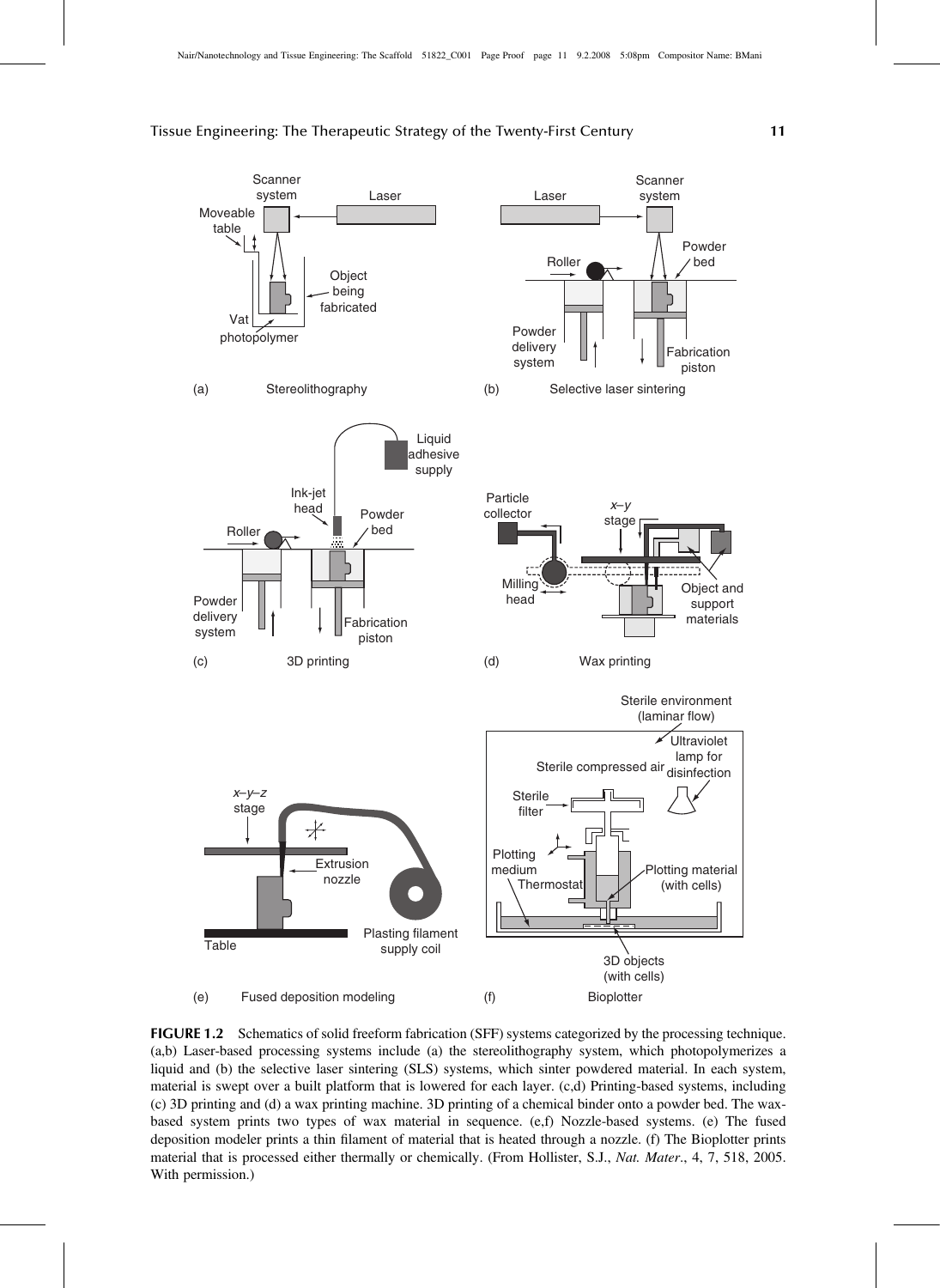Scanner system

Laser

Moveable table

Object being fabricated

Vat photopolymer

(a) Stereolithography

Laser

Scanner system

Powder bed

Roller

Powder delivery system

Fabrication piston

(b) Selective laser sintering

Liquid adhesive supply

Ink-jet head

Powder bed

Roller

Powder delivery system

Fabrication piston

(c) 3D printing

Particle collector

x–y stage

Milling head

Object and support materials

(d) Wax printing

x–y–z stage

Extrusion nozzle

Table

Plasting filament supply coil

(e) Fused deposition modeling

Sterile environment (laminar flow)

Ultraviolet lamp for disinfection

Sterile compressed air

Sterile filter

Plotting medium

Thermostat

Plotting material (with cells)

3D objects (with cells)

(f) Bioplotter

**FIGURE 1.2** Schematics of solid freeform fabrication (SFF) systems categorized by the processing technique. (a,b) Laser-based processing systems include (a) the stereolithography system, which photopolymerizes a liquid and (b) the selective laser sintering (SLS) systems, which sinter powdered material. In each system, material is swept over a built platform that is lowered for each layer. (c,d) Printing-based systems, including (c) 3D printing and (d) a wax printing machine. 3D printing of a chemical binder onto a powder bed. The wax-based system prints two types of wax material in sequence. (e,f) Nozzle-based systems. (e) The fused deposition modeler prints a thin filament of material that is heated through a nozzle. (f) The Bioplotter prints material that is processed either thermally or chemically. (From Hollister, S.J., *Nat. Mater*., 4, 7, 518, 2005. With permission.)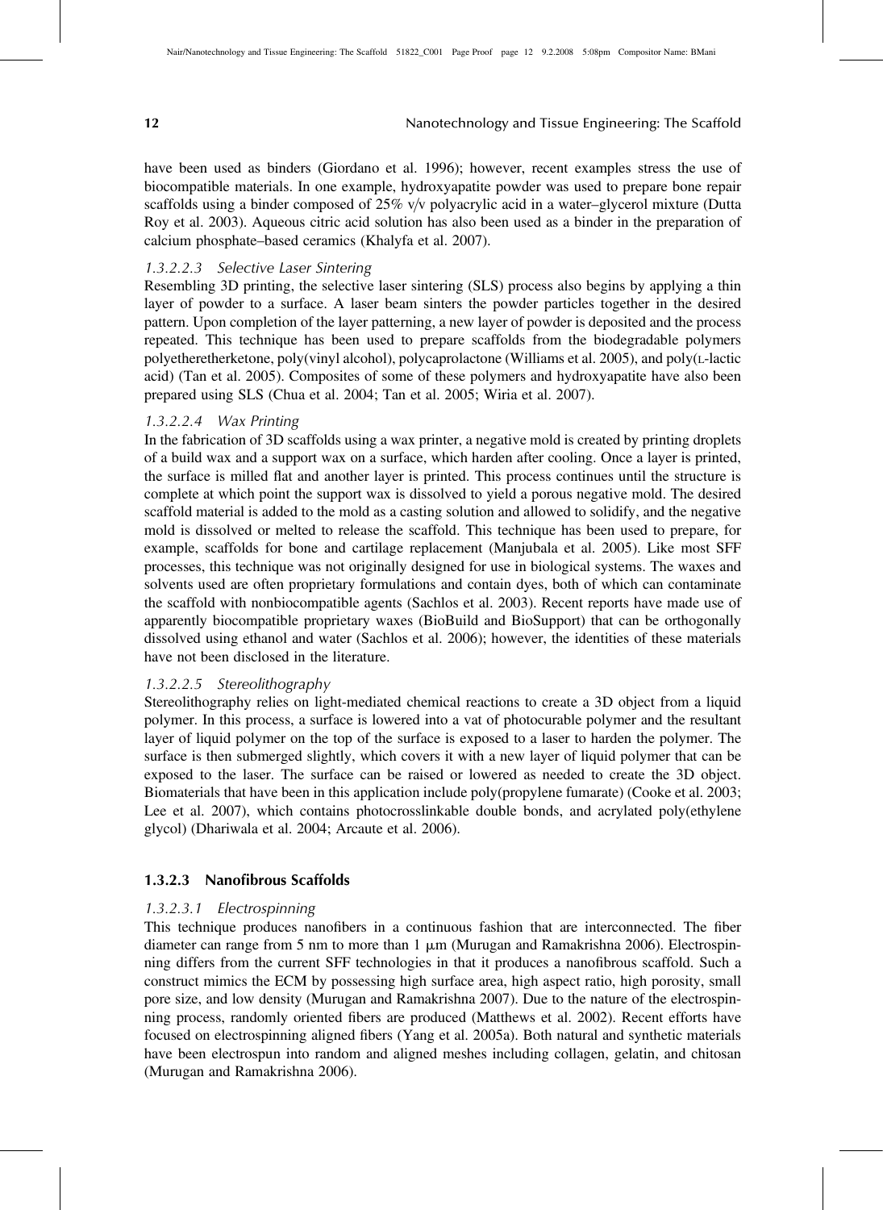have been used as binders (Giordano et al. 1996); however, recent examples stress the use of biocompatible materials. In one example, hydroxyapatite powder was used to prepare bone repair scaffolds using a binder composed of 25% v/v polyacrylic acid in a water–glycerol mixture (Dutta Roy et al. 2003). Aqueous citric acid solution has also been used as a binder in the preparation of calcium phosphate–based ceramics (Khalyfa et al. 2007).

##### *1.3.2.2.3 Selective Laser Sintering*

Resembling 3D printing, the selective laser sintering (SLS) process also begins by applying a thin layer of powder to a surface. A laser beam sinters the powder particles together in the desired pattern. Upon completion of the layer patterning, a new layer of powder is deposited and the process repeated. This technique has been used to prepare scaffolds from the biodegradable polymers polyetheretherketone, poly(vinyl alcohol), polycaprolactone (Williams et al. 2005), and poly(L-lactic acid) (Tan et al. 2005). Composites of some of these polymers and hydroxyapatite have also been prepared using SLS (Chua et al. 2004; Tan et al. 2005; Wiria et al. 2007).

##### *1.3.2.2.4 Wax Printing*

In the fabrication of 3D scaffolds using a wax printer, a negative mold is created by printing droplets of a build wax and a support wax on a surface, which harden after cooling. Once a layer is printed, the surface is milled flat and another layer is printed. This process continues until the structure is complete at which point the support wax is dissolved to yield a porous negative mold. The desired scaffold material is added to the mold as a casting solution and allowed to solidify, and the negative mold is dissolved or melted to release the scaffold. This technique has been used to prepare, for example, scaffolds for bone and cartilage replacement (Manjubala et al. 2005). Like most SFF processes, this technique was not originally designed for use in biological systems. The waxes and solvents used are often proprietary formulations and contain dyes, both of which can contaminate the scaffold with nonbiocompatible agents (Sachlos et al. 2003). Recent reports have made use of apparently biocompatible proprietary waxes (BioBuild and BioSupport) that can be orthogonally dissolved using ethanol and water (Sachlos et al. 2006); however, the identities of these materials have not been disclosed in the literature.

##### *1.3.2.2.5 Stereolithography*

Stereolithography relies on light-mediated chemical reactions to create a 3D object from a liquid polymer. In this process, a surface is lowered into a vat of photocurable polymer and the resultant layer of liquid polymer on the top of the surface is exposed to a laser to harden the polymer. The surface is then submerged slightly, which covers it with a new layer of liquid polymer that can be exposed to the laser. The surface can be raised or lowered as needed to create the 3D object. Biomaterials that have been in this application include poly(propylene fumarate) (Cooke et al. 2003; Lee et al. 2007), which contains photocrosslinkable double bonds, and acrylated poly(ethylene glycol) (Dhariwala et al. 2004; Arcaute et al. 2006).

### 1.3.2.3 Nanofibrous Scaffolds

##### *1.3.2.3.1 Electrospinning*

This technique produces nanofibers in a continuous fashion that are interconnected. The fiber diameter can range from 5 nm to more than 1 μm (Murugan and Ramakrishna 2006). Electrospinning differs from the current SFF technologies in that it produces a nanofibrous scaffold. Such a construct mimics the ECM by possessing high surface area, high aspect ratio, high porosity, small pore size, and low density (Murugan and Ramakrishna 2007). Due to the nature of the electrospinning process, randomly oriented fibers are produced (Matthews et al. 2002). Recent efforts have focused on electrospinning aligned fibers (Yang et al. 2005a). Both natural and synthetic materials have been electrospun into random and aligned meshes including collagen, gelatin, and chitosan (Murugan and Ramakrishna 2006).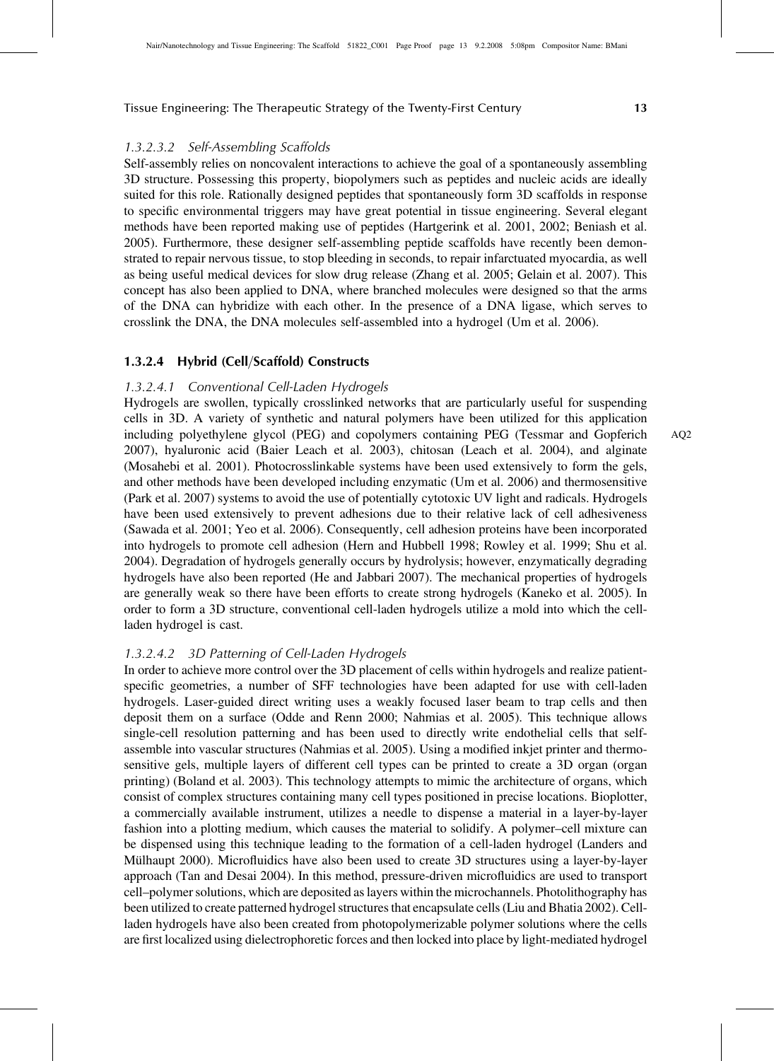#### 1.3.2.3.2 Self-Assembling Scaffolds

Self-assembly relies on noncovalent interactions to achieve the goal of a spontaneously assembling 3D structure. Possessing this property, biopolymers such as peptides and nucleic acids are ideally suited for this role. Rationally designed peptides that spontaneously form 3D scaffolds in response to specific environmental triggers may have great potential in tissue engineering. Several elegant methods have been reported making use of peptides (Hartgerink et al. 2001, 2002; Beniash et al. 2005). Furthermore, these designer self-assembling peptide scaffolds have recently been demonstrated to repair nervous tissue, to stop bleeding in seconds, to repair infarctuated myocardia, as well as being useful medical devices for slow drug release (Zhang et al. 2005; Gelain et al. 2007). This concept has also been applied to DNA, where branched molecules were designed so that the arms of the DNA can hybridize with each other. In the presence of a DNA ligase, which serves to crosslink the DNA, the DNA molecules self-assembled into a hydrogel (Um et al. 2006).

### 1.3.2.4 Hybrid (Cell/Scaffold) Constructs

#### 1.3.2.4.1 Conventional Cell-Laden Hydrogels

Hydrogels are swollen, typically crosslinked networks that are particularly useful for suspending cells in 3D. A variety of synthetic and natural polymers have been utilized for this application including polyethylene glycol (PEG) and copolymers containing PEG (Tessmar and Gopferich 2007), hyaluronic acid (Baier Leach et al. 2003), chitosan (Leach et al. 2004), and alginate (Mosahebi et al. 2001). Photocrosslinkable systems have been used extensively to form the gels, and other methods have been developed including enzymatic (Um et al. 2006) and thermosensitive (Park et al. 2007) systems to avoid the use of potentially cytotoxic UV light and radicals. Hydrogels have been used extensively to prevent adhesions due to their relative lack of cell adhesiveness (Sawada et al. 2001; Yeo et al. 2006). Consequently, cell adhesion proteins have been incorporated into hydrogels to promote cell adhesion (Hern and Hubbell 1998; Rowley et al. 1999; Shu et al. 2004). Degradation of hydrogels generally occurs by hydrolysis; however, enzymatically degrading hydrogels have also been reported (He and Jabbari 2007). The mechanical properties of hydrogels are generally weak so there have been efforts to create strong hydrogels (Kaneko et al. 2005). In order to form a 3D structure, conventional cell-laden hydrogels utilize a mold into which the cell-laden hydrogel is cast.

#### 1.3.2.4.2 3D Patterning of Cell-Laden Hydrogels

In order to achieve more control over the 3D placement of cells within hydrogels and realize patient-specific geometries, a number of SFF technologies have been adapted for use with cell-laden hydrogels. Laser-guided direct writing uses a weakly focused laser beam to trap cells and then deposit them on a surface (Odde and Renn 2000; Nahmias et al. 2005). This technique allows single-cell resolution patterning and has been used to directly write endothelial cells that self-assemble into vascular structures (Nahmias et al. 2005). Using a modified inkjet printer and thermosensitive gels, multiple layers of different cell types can be printed to create a 3D organ (organ printing) (Boland et al. 2003). This technology attempts to mimic the architecture of organs, which consist of complex structures containing many cell types positioned in precise locations. Bioplotter, a commercially available instrument, utilizes a needle to dispense a material in a layer-by-layer fashion into a plotting medium, which causes the material to solidify. A polymer–cell mixture can be dispensed using this technique leading to the formation of a cell-laden hydrogel (Landers and Mülhaupt 2000). Microfluidics have also been used to create 3D structures using a layer-by-layer approach (Tan and Desai 2004). In this method, pressure-driven microfluidics are used to transport cell–polymer solutions, which are deposited as layers within the microchannels. Photolithography has been utilized to create patterned hydrogel structures that encapsulate cells (Liu and Bhatia 2002). Cell-laden hydrogels have also been created from photopolymerizable polymer solutions where the cells are first localized using dielectrophoretic forces and then locked into place by light-mediated hydrogel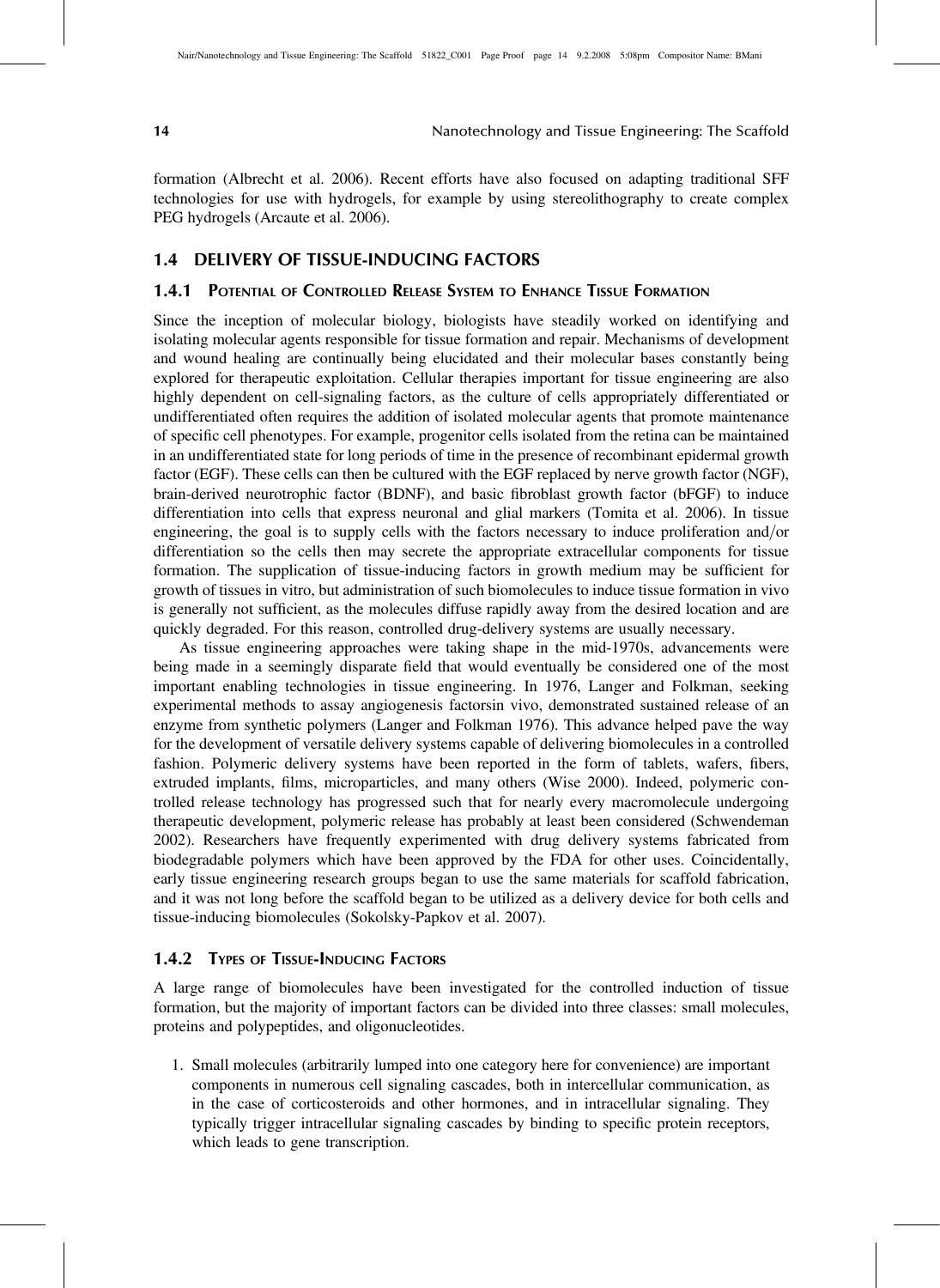formation (Albrecht et al. 2006). Recent efforts have also focused on adapting traditional SFF technologies for use with hydrogels, for example by using stereolithography to create complex PEG hydrogels (Arcaute et al. 2006).

## 1.4 DELIVERY OF TISSUE-INDUCING FACTORS

### 1.4.1 POTENTIAL OF CONTROLLED RELEASE SYSTEM TO ENHANCE TISSUE FORMATION

Since the inception of molecular biology, biologists have steadily worked on identifying and isolating molecular agents responsible for tissue formation and repair. Mechanisms of development and wound healing are continually being elucidated and their molecular bases constantly being explored for therapeutic exploitation. Cellular therapies important for tissue engineering are also highly dependent on cell-signaling factors, as the culture of cells appropriately differentiated or undifferentiated often requires the addition of isolated molecular agents that promote maintenance of specific cell phenotypes. For example, progenitor cells isolated from the retina can be maintained in an undifferentiated state for long periods of time in the presence of recombinant epidermal growth factor (EGF). These cells can then be cultured with the EGF replaced by nerve growth factor (NGF), brain-derived neurotrophic factor (BDNF), and basic fibroblast growth factor (bFGF) to induce differentiation into cells that express neuronal and glial markers (Tomita et al. 2006). In tissue engineering, the goal is to supply cells with the factors necessary to induce proliferation and/or differentiation so the cells then may secrete the appropriate extracellular components for tissue formation. The supplication of tissue-inducing factors in growth medium may be sufficient for growth of tissues in vitro, but administration of such biomolecules to induce tissue formation in vivo is generally not sufficient, as the molecules diffuse rapidly away from the desired location and are quickly degraded. For this reason, controlled drug-delivery systems are usually necessary.

As tissue engineering approaches were taking shape in the mid-1970s, advancements were being made in a seemingly disparate field that would eventually be considered one of the most important enabling technologies in tissue engineering. In 1976, Langer and Folkman, seeking experimental methods to assay angiogenesis factorsin vivo, demonstrated sustained release of an enzyme from synthetic polymers (Langer and Folkman 1976). This advance helped pave the way for the development of versatile delivery systems capable of delivering biomolecules in a controlled fashion. Polymeric delivery systems have been reported in the form of tablets, wafers, fibers, extruded implants, films, microparticles, and many others (Wise 2000). Indeed, polymeric controlled release technology has progressed such that for nearly every macromolecule undergoing therapeutic development, polymeric release has probably at least been considered (Schwendeman 2002). Researchers have frequently experimented with drug delivery systems fabricated from biodegradable polymers which have been approved by the FDA for other uses. Coincidentally, early tissue engineering research groups began to use the same materials for scaffold fabrication, and it was not long before the scaffold began to be utilized as a delivery device for both cells and tissue-inducing biomolecules (Sokolsky-Papkov et al. 2007).

### 1.4.2 TYPES OF TISSUE-INDUCING FACTORS

A large range of biomolecules have been investigated for the controlled induction of tissue formation, but the majority of important factors can be divided into three classes: small molecules, proteins and polypeptides, and oligonucleotides.

1. Small molecules (arbitrarily lumped into one category here for convenience) are important components in numerous cell signaling cascades, both in intercellular communication, as in the case of corticosteroids and other hormones, and in intracellular signaling. They typically trigger intracellular signaling cascades by binding to specific protein receptors, which leads to gene transcription.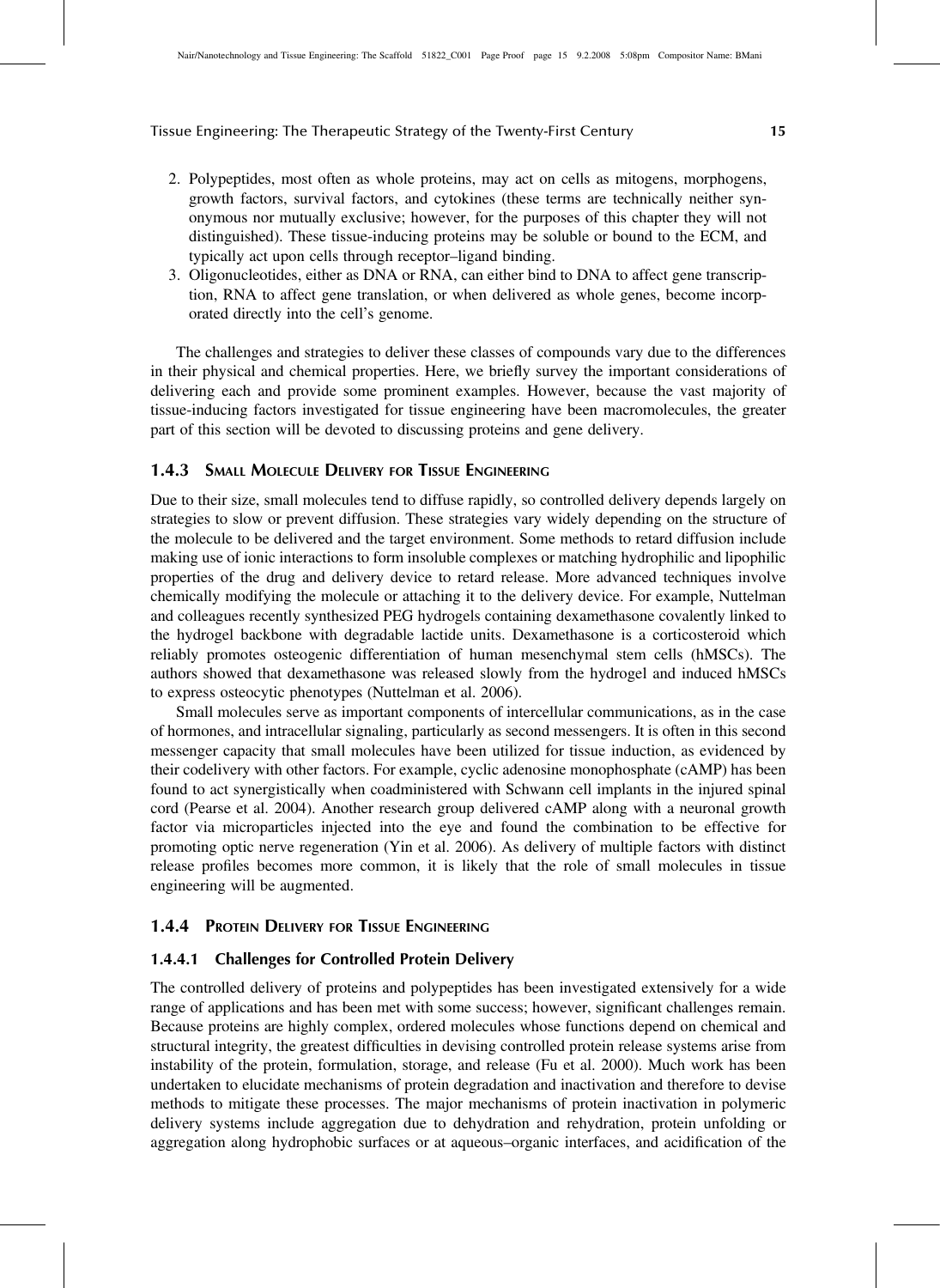2. Polypeptides, most often as whole proteins, may act on cells as mitogens, morphogens, growth factors, survival factors, and cytokines (these terms are technically neither synonymous nor mutually exclusive; however, for the purposes of this chapter they will not distinguished). These tissue-inducing proteins may be soluble or bound to the ECM, and typically act upon cells through receptor–ligand binding.
3. Oligonucleotides, either as DNA or RNA, can either bind to DNA to affect gene transcription, RNA to affect gene translation, or when delivered as whole genes, become incorporated directly into the cell's genome.

The challenges and strategies to deliver these classes of compounds vary due to the differences in their physical and chemical properties. Here, we briefly survey the important considerations of delivering each and provide some prominent examples. However, because the vast majority of tissue-inducing factors investigated for tissue engineering have been macromolecules, the greater part of this section will be devoted to discussing proteins and gene delivery.

### 1.4.3 Small Molecule Delivery for Tissue Engineering

Due to their size, small molecules tend to diffuse rapidly, so controlled delivery depends largely on strategies to slow or prevent diffusion. These strategies vary widely depending on the structure of the molecule to be delivered and the target environment. Some methods to retard diffusion include making use of ionic interactions to form insoluble complexes or matching hydrophilic and lipophilic properties of the drug and delivery device to retard release. More advanced techniques involve chemically modifying the molecule or attaching it to the delivery device. For example, Nuttelman and colleagues recently synthesized PEG hydrogels containing dexamethasone covalently linked to the hydrogel backbone with degradable lactide units. Dexamethasone is a corticosteroid which reliably promotes osteogenic differentiation of human mesenchymal stem cells (hMSCs). The authors showed that dexamethasone was released slowly from the hydrogel and induced hMSCs to express osteocytic phenotypes (Nuttelman et al. 2006).

Small molecules serve as important components of intercellular communications, as in the case of hormones, and intracellular signaling, particularly as second messengers. It is often in this second messenger capacity that small molecules have been utilized for tissue induction, as evidenced by their codelivery with other factors. For example, cyclic adenosine monophosphate (cAMP) has been found to act synergistically when coadministered with Schwann cell implants in the injured spinal cord (Pearse et al. 2004). Another research group delivered cAMP along with a neuronal growth factor via microparticles injected into the eye and found the combination to be effective for promoting optic nerve regeneration (Yin et al. 2006). As delivery of multiple factors with distinct release profiles becomes more common, it is likely that the role of small molecules in tissue engineering will be augmented.

### 1.4.4 Protein Delivery for Tissue Engineering

#### 1.4.4.1 Challenges for Controlled Protein Delivery

The controlled delivery of proteins and polypeptides has been investigated extensively for a wide range of applications and has been met with some success; however, significant challenges remain. Because proteins are highly complex, ordered molecules whose functions depend on chemical and structural integrity, the greatest difficulties in devising controlled protein release systems arise from instability of the protein, formulation, storage, and release (Fu et al. 2000). Much work has been undertaken to elucidate mechanisms of protein degradation and inactivation and therefore to devise methods to mitigate these processes. The major mechanisms of protein inactivation in polymeric delivery systems include aggregation due to dehydration and rehydration, protein unfolding or aggregation along hydrophobic surfaces or at aqueous–organic interfaces, and acidification of the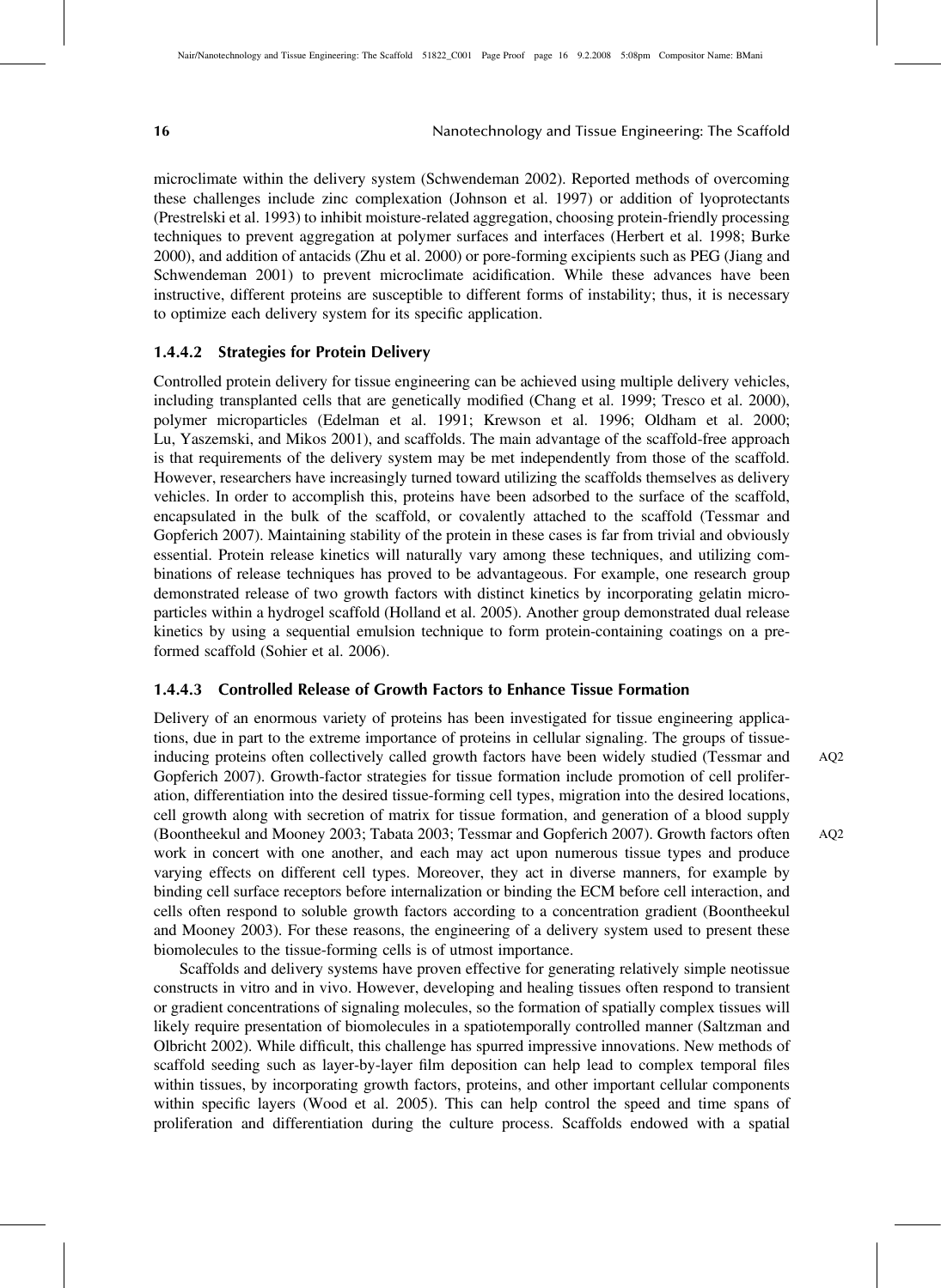microclimate within the delivery system (Schwendeman 2002). Reported methods of overcoming these challenges include zinc complexation (Johnson et al. 1997) or addition of lyoprotectants (Prestrelski et al. 1993) to inhibit moisture-related aggregation, choosing protein-friendly processing techniques to prevent aggregation at polymer surfaces and interfaces (Herbert et al. 1998; Burke 2000), and addition of antacids (Zhu et al. 2000) or pore-forming excipients such as PEG (Jiang and Schwendeman 2001) to prevent microclimate acidification. While these advances have been instructive, different proteins are susceptible to different forms of instability; thus, it is necessary to optimize each delivery system for its specific application.

#### 1.4.4.2 Strategies for Protein Delivery

Controlled protein delivery for tissue engineering can be achieved using multiple delivery vehicles, including transplanted cells that are genetically modified (Chang et al. 1999; Tresco et al. 2000), polymer microparticles (Edelman et al. 1991; Krewson et al. 1996; Oldham et al. 2000; Lu, Yaszemski, and Mikos 2001), and scaffolds. The main advantage of the scaffold-free approach is that requirements of the delivery system may be met independently from those of the scaffold. However, researchers have increasingly turned toward utilizing the scaffolds themselves as delivery vehicles. In order to accomplish this, proteins have been adsorbed to the surface of the scaffold, encapsulated in the bulk of the scaffold, or covalently attached to the scaffold (Tessmar and Gopferich 2007). Maintaining stability of the protein in these cases is far from trivial and obviously essential. Protein release kinetics will naturally vary among these techniques, and utilizing combinations of release techniques has proved to be advantageous. For example, one research group demonstrated release of two growth factors with distinct kinetics by incorporating gelatin microparticles within a hydrogel scaffold (Holland et al. 2005). Another group demonstrated dual release kinetics by using a sequential emulsion technique to form protein-containing coatings on a preformed scaffold (Sohier et al. 2006).

#### 1.4.4.3 Controlled Release of Growth Factors to Enhance Tissue Formation

Delivery of an enormous variety of proteins has been investigated for tissue engineering applications, due in part to the extreme importance of proteins in cellular signaling. The groups of tissue-inducing proteins often collectively called growth factors have been widely studied (Tessmar and Gopferich 2007). Growth-factor strategies for tissue formation include promotion of cell proliferation, differentiation into the desired tissue-forming cell types, migration into the desired locations, cell growth along with secretion of matrix for tissue formation, and generation of a blood supply (Boontheekul and Mooney 2003; Tabata 2003; Tessmar and Gopferich 2007). Growth factors often work in concert with one another, and each may act upon numerous tissue types and produce varying effects on different cell types. Moreover, they act in diverse manners, for example by binding cell surface receptors before internalization or binding the ECM before cell interaction, and cells often respond to soluble growth factors according to a concentration gradient (Boontheekul and Mooney 2003). For these reasons, the engineering of a delivery system used to present these biomolecules to the tissue-forming cells is of utmost importance.

Scaffolds and delivery systems have proven effective for generating relatively simple neotissue constructs in vitro and in vivo. However, developing and healing tissues often respond to transient or gradient concentrations of signaling molecules, so the formation of spatially complex tissues will likely require presentation of biomolecules in a spatiotemporally controlled manner (Saltzman and Olbricht 2002). While difficult, this challenge has spurred impressive innovations. New methods of scaffold seeding such as layer-by-layer film deposition can help lead to complex temporal files within tissues, by incorporating growth factors, proteins, and other important cellular components within specific layers (Wood et al. 2005). This can help control the speed and time spans of proliferation and differentiation during the culture process. Scaffolds endowed with a spatial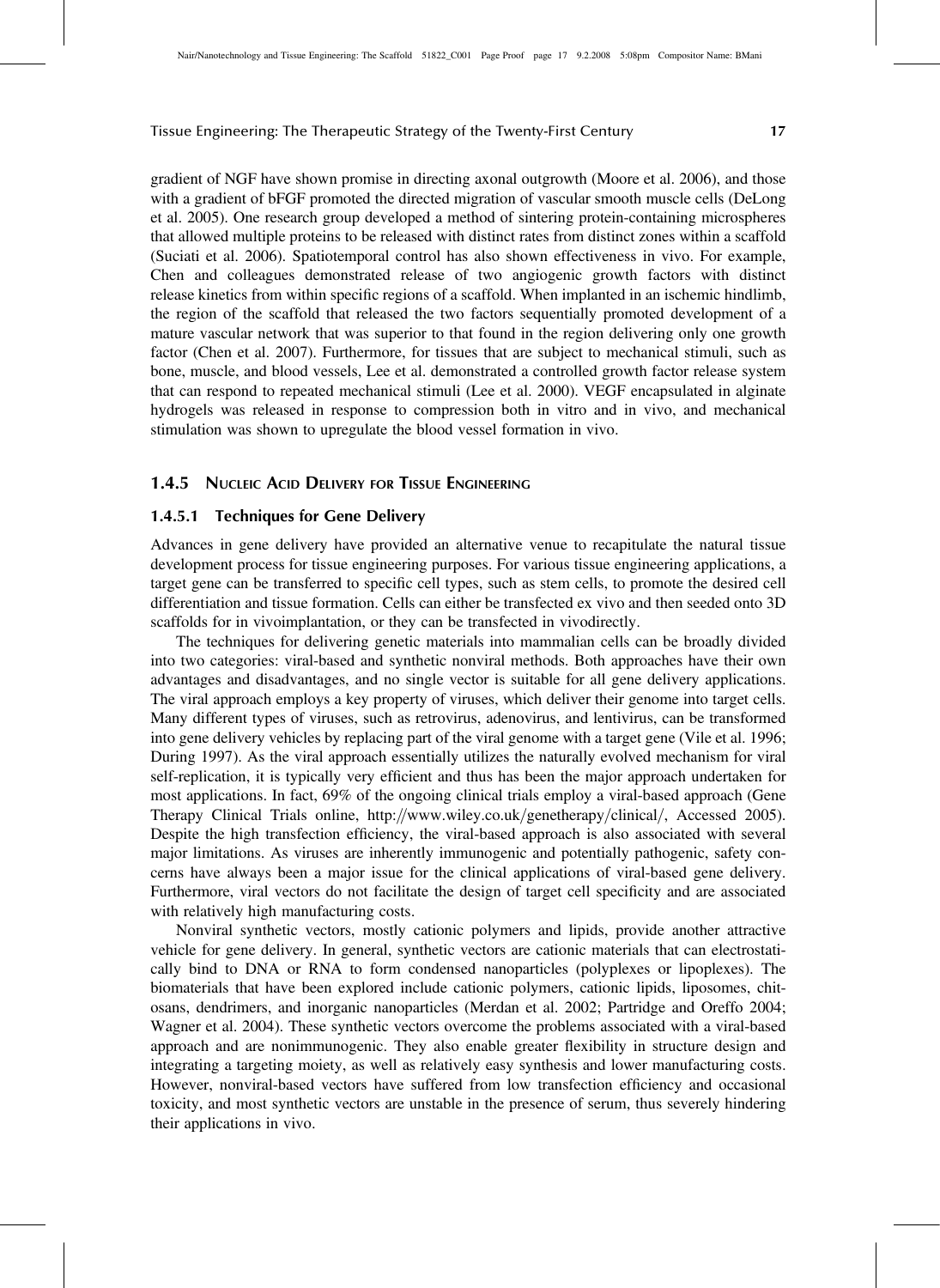gradient of NGF have shown promise in directing axonal outgrowth (Moore et al. 2006), and those with a gradient of bFGF promoted the directed migration of vascular smooth muscle cells (DeLong et al. 2005). One research group developed a method of sintering protein-containing microspheres that allowed multiple proteins to be released with distinct rates from distinct zones within a scaffold (Suciati et al. 2006). Spatiotemporal control has also shown effectiveness in vivo. For example, Chen and colleagues demonstrated release of two angiogenic growth factors with distinct release kinetics from within specific regions of a scaffold. When implanted in an ischemic hindlimb, the region of the scaffold that released the two factors sequentially promoted development of a mature vascular network that was superior to that found in the region delivering only one growth factor (Chen et al. 2007). Furthermore, for tissues that are subject to mechanical stimuli, such as bone, muscle, and blood vessels, Lee et al. demonstrated a controlled growth factor release system that can respond to repeated mechanical stimuli (Lee et al. 2000). VEGF encapsulated in alginate hydrogels was released in response to compression both in vitro and in vivo, and mechanical stimulation was shown to upregulate the blood vessel formation in vivo.

### 1.4.5 Nucleic Acid Delivery for Tissue Engineering

#### 1.4.5.1 Techniques for Gene Delivery

Advances in gene delivery have provided an alternative venue to recapitulate the natural tissue development process for tissue engineering purposes. For various tissue engineering applications, a target gene can be transferred to specific cell types, such as stem cells, to promote the desired cell differentiation and tissue formation. Cells can either be transfected ex vivo and then seeded onto 3D scaffolds for in vivoimplantation, or they can be transfected in vivodirectly.

The techniques for delivering genetic materials into mammalian cells can be broadly divided into two categories: viral-based and synthetic nonviral methods. Both approaches have their own advantages and disadvantages, and no single vector is suitable for all gene delivery applications. The viral approach employs a key property of viruses, which deliver their genome into target cells. Many different types of viruses, such as retrovirus, adenovirus, and lentivirus, can be transformed into gene delivery vehicles by replacing part of the viral genome with a target gene (Vile et al. 1996; During 1997). As the viral approach essentially utilizes the naturally evolved mechanism for viral self-replication, it is typically very efficient and thus has been the major approach undertaken for most applications. In fact, 69% of the ongoing clinical trials employ a viral-based approach (Gene Therapy Clinical Trials online, http://www.wiley.co.uk/genetherapy/clinical/, Accessed 2005). Despite the high transfection efficiency, the viral-based approach is also associated with several major limitations. As viruses are inherently immunogenic and potentially pathogenic, safety concerns have always been a major issue for the clinical applications of viral-based gene delivery. Furthermore, viral vectors do not facilitate the design of target cell specificity and are associated with relatively high manufacturing costs.

Nonviral synthetic vectors, mostly cationic polymers and lipids, provide another attractive vehicle for gene delivery. In general, synthetic vectors are cationic materials that can electrostatically bind to DNA or RNA to form condensed nanoparticles (polyplexes or lipoplexes). The biomaterials that have been explored include cationic polymers, cationic lipids, liposomes, chitosans, dendrimers, and inorganic nanoparticles (Merdan et al. 2002; Partridge and Oreffo 2004; Wagner et al. 2004). These synthetic vectors overcome the problems associated with a viral-based approach and are nonimmunogenic. They also enable greater flexibility in structure design and integrating a targeting moiety, as well as relatively easy synthesis and lower manufacturing costs. However, nonviral-based vectors have suffered from low transfection efficiency and occasional toxicity, and most synthetic vectors are unstable in the presence of serum, thus severely hindering their applications in vivo.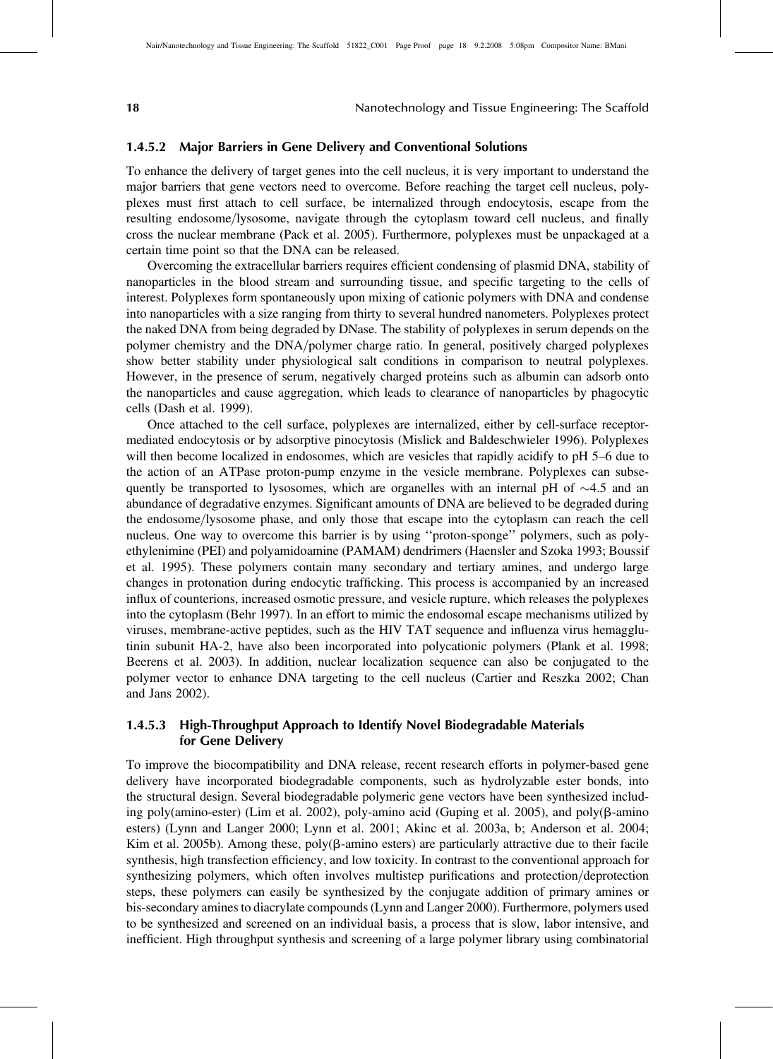#### 1.4.5.2 Major Barriers in Gene Delivery and Conventional Solutions

To enhance the delivery of target genes into the cell nucleus, it is very important to understand the major barriers that gene vectors need to overcome. Before reaching the target cell nucleus, polyplexes must first attach to cell surface, be internalized through endocytosis, escape from the resulting endosome/lysosome, navigate through the cytoplasm toward cell nucleus, and finally cross the nuclear membrane (Pack et al. 2005). Furthermore, polyplexes must be unpackaged at a certain time point so that the DNA can be released.

Overcoming the extracellular barriers requires efficient condensing of plasmid DNA, stability of nanoparticles in the blood stream and surrounding tissue, and specific targeting to the cells of interest. Polyplexes form spontaneously upon mixing of cationic polymers with DNA and condense into nanoparticles with a size ranging from thirty to several hundred nanometers. Polyplexes protect the naked DNA from being degraded by DNase. The stability of polyplexes in serum depends on the polymer chemistry and the DNA/polymer charge ratio. In general, positively charged polyplexes show better stability under physiological salt conditions in comparison to neutral polyplexes. However, in the presence of serum, negatively charged proteins such as albumin can adsorb onto the nanoparticles and cause aggregation, which leads to clearance of nanoparticles by phagocytic cells (Dash et al. 1999).

Once attached to the cell surface, polyplexes are internalized, either by cell-surface receptor-mediated endocytosis or by adsorptive pinocytosis (Mislick and Baldeschwieler 1996). Polyplexes will then become localized in endosomes, which are vesicles that rapidly acidify to pH 5–6 due to the action of an ATPase proton-pump enzyme in the vesicle membrane. Polyplexes can subsequently be transported to lysosomes, which are organelles with an internal pH of $\sim$4.5 and an abundance of degradative enzymes. Significant amounts of DNA are believed to be degraded during the endosome/lysosome phase, and only those that escape into the cytoplasm can reach the cell nucleus. One way to overcome this barrier is by using ''proton-sponge'' polymers, such as polyethylenimine (PEI) and polyamidoamine (PAMAM) dendrimers (Haensler and Szoka 1993; Boussif et al. 1995). These polymers contain many secondary and tertiary amines, and undergo large changes in protonation during endocytic trafficking. This process is accompanied by an increased influx of counterions, increased osmotic pressure, and vesicle rupture, which releases the polyplexes into the cytoplasm (Behr 1997). In an effort to mimic the endosomal escape mechanisms utilized by viruses, membrane-active peptides, such as the HIV TAT sequence and influenza virus hemagglutinin subunit HA-2, have also been incorporated into polycationic polymers (Plank et al. 1998; Beerens et al. 2003). In addition, nuclear localization sequence can also be conjugated to the polymer vector to enhance DNA targeting to the cell nucleus (Cartier and Reszka 2002; Chan and Jans 2002).

#### 1.4.5.3 High-Throughput Approach to Identify Novel Biodegradable Materials for Gene Delivery

To improve the biocompatibility and DNA release, recent research efforts in polymer-based gene delivery have incorporated biodegradable components, such as hydrolyzable ester bonds, into the structural design. Several biodegradable polymeric gene vectors have been synthesized including poly(amino-ester) (Lim et al. 2002), poly-amino acid (Guping et al. 2005), and poly(β-amino esters) (Lynn and Langer 2000; Lynn et al. 2001; Akinc et al. 2003a, b; Anderson et al. 2004; Kim et al. 2005b). Among these, poly(β-amino esters) are particularly attractive due to their facile synthesis, high transfection efficiency, and low toxicity. In contrast to the conventional approach for synthesizing polymers, which often involves multistep purifications and protection/deprotection steps, these polymers can easily be synthesized by the conjugate addition of primary amines or bis-secondary amines to diacrylate compounds (Lynn and Langer 2000). Furthermore, polymers used to be synthesized and screened on an individual basis, a process that is slow, labor intensive, and inefficient. High throughput synthesis and screening of a large polymer library using combinatorial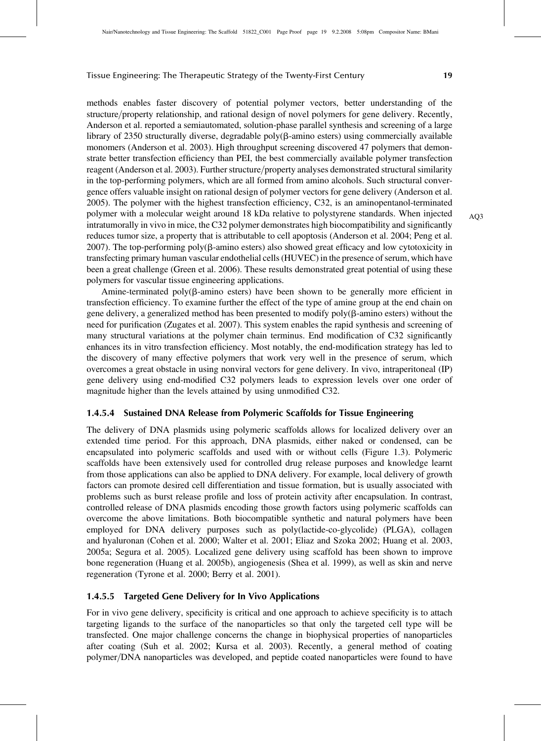methods enables faster discovery of potential polymer vectors, better understanding of the structure/property relationship, and rational design of novel polymers for gene delivery. Recently, Anderson et al. reported a semiautomated, solution-phase parallel synthesis and screening of a large library of 2350 structurally diverse, degradable poly(β-amino esters) using commercially available monomers (Anderson et al. 2003). High throughput screening discovered 47 polymers that demonstrate better transfection efficiency than PEI, the best commercially available polymer transfection reagent (Anderson et al. 2003). Further structure/property analyses demonstrated structural similarity in the top-performing polymers, which are all formed from amino alcohols. Such structural convergence offers valuable insight on rational design of polymer vectors for gene delivery (Anderson et al. 2005). The polymer with the highest transfection efficiency, C32, is an aminopentanol-terminated polymer with a molecular weight around 18 kDa relative to polystyrene standards. When injected intratumorally in vivo in mice, the C32 polymer demonstrates high biocompatibility and significantly reduces tumor size, a property that is attributable to cell apoptosis (Anderson et al. 2004; Peng et al. 2007). The top-performing poly(β-amino esters) also showed great efficacy and low cytotoxicity in transfecting primary human vascular endothelial cells (HUVEC) in the presence of serum, which have been a great challenge (Green et al. 2006). These results demonstrated great potential of using these polymers for vascular tissue engineering applications.

Amine-terminated poly(β-amino esters) have been shown to be generally more efficient in transfection efficiency. To examine further the effect of the type of amine group at the end chain on gene delivery, a generalized method has been presented to modify poly(β-amino esters) without the need for purification (Zugates et al. 2007). This system enables the rapid synthesis and screening of many structural variations at the polymer chain terminus. End modification of C32 significantly enhances its in vitro transfection efficiency. Most notably, the end-modification strategy has led to the discovery of many effective polymers that work very well in the presence of serum, which overcomes a great obstacle in using nonviral vectors for gene delivery. In vivo, intraperitoneal (IP) gene delivery using end-modified C32 polymers leads to expression levels over one order of magnitude higher than the levels attained by using unmodified C32.

#### 1.4.5.4 Sustained DNA Release from Polymeric Scaffolds for Tissue Engineering

The delivery of DNA plasmids using polymeric scaffolds allows for localized delivery over an extended time period. For this approach, DNA plasmids, either naked or condensed, can be encapsulated into polymeric scaffolds and used with or without cells (Figure 1.3). Polymeric scaffolds have been extensively used for controlled drug release purposes and knowledge learnt from those applications can also be applied to DNA delivery. For example, local delivery of growth factors can promote desired cell differentiation and tissue formation, but is usually associated with problems such as burst release profile and loss of protein activity after encapsulation. In contrast, controlled release of DNA plasmids encoding those growth factors using polymeric scaffolds can overcome the above limitations. Both biocompatible synthetic and natural polymers have been employed for DNA delivery purposes such as poly(lactide-co-glycolide) (PLGA), collagen and hyaluronan (Cohen et al. 2000; Walter et al. 2001; Eliaz and Szoka 2002; Huang et al. 2003, 2005a; Segura et al. 2005). Localized gene delivery using scaffold has been shown to improve bone regeneration (Huang et al. 2005b), angiogenesis (Shea et al. 1999), as well as skin and nerve regeneration (Tyrone et al. 2000; Berry et al. 2001).

#### 1.4.5.5 Targeted Gene Delivery for In Vivo Applications

For in vivo gene delivery, specificity is critical and one approach to achieve specificity is to attach targeting ligands to the surface of the nanoparticles so that only the targeted cell type will be transfected. One major challenge concerns the change in biophysical properties of nanoparticles after coating (Suh et al. 2002; Kursa et al. 2003). Recently, a general method of coating polymer/DNA nanoparticles was developed, and peptide coated nanoparticles were found to have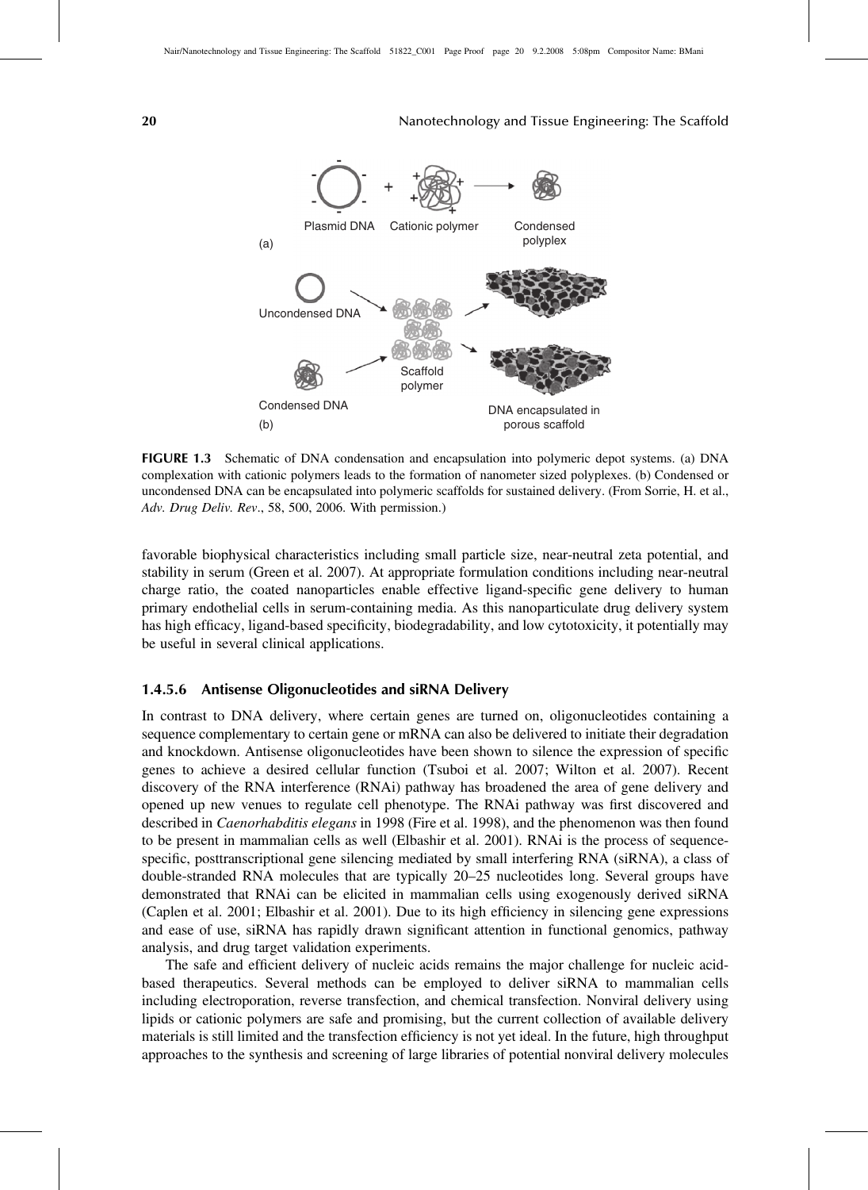Plasmid DNA

Cationic polymer

Condensed polyplex

(a)

Uncondensed DNA

Scaffold polymer

Condensed DNA

DNA encapsulated in porous scaffold

(b)

**FIGURE 1.3** Schematic of DNA condensation and encapsulation into polymeric depot systems. (a) DNA complexation with cationic polymers leads to the formation of nanometer sized polyplexes. (b) Condensed or uncondensed DNA can be encapsulated into polymeric scaffolds for sustained delivery. (From Sorrie, H. et al., *Adv. Drug Deliv. Rev*., 58, 500, 2006. With permission.)

favorable biophysical characteristics including small particle size, near-neutral zeta potential, and stability in serum (Green et al. 2007). At appropriate formulation conditions including near-neutral charge ratio, the coated nanoparticles enable effective ligand-specific gene delivery to human primary endothelial cells in serum-containing media. As this nanoparticulate drug delivery system has high efficacy, ligand-based specificity, biodegradability, and low cytotoxicity, it potentially may be useful in several clinical applications.

#### 1.4.5.6 Antisense Oligonucleotides and siRNA Delivery

In contrast to DNA delivery, where certain genes are turned on, oligonucleotides containing a sequence complementary to certain gene or mRNA can also be delivered to initiate their degradation and knockdown. Antisense oligonucleotides have been shown to silence the expression of specific genes to achieve a desired cellular function (Tsuboi et al. 2007; Wilton et al. 2007). Recent discovery of the RNA interference (RNAi) pathway has broadened the area of gene delivery and opened up new venues to regulate cell phenotype. The RNAi pathway was first discovered and described in *Caenorhabditis elegans* in 1998 (Fire et al. 1998), and the phenomenon was then found to be present in mammalian cells as well (Elbashir et al. 2001). RNAi is the process of sequence-specific, posttranscriptional gene silencing mediated by small interfering RNA (siRNA), a class of double-stranded RNA molecules that are typically 20–25 nucleotides long. Several groups have demonstrated that RNAi can be elicited in mammalian cells using exogenously derived siRNA (Caplen et al. 2001; Elbashir et al. 2001). Due to its high efficiency in silencing gene expressions and ease of use, siRNA has rapidly drawn significant attention in functional genomics, pathway analysis, and drug target validation experiments.

The safe and efficient delivery of nucleic acids remains the major challenge for nucleic acid-based therapeutics. Several methods can be employed to deliver siRNA to mammalian cells including electroporation, reverse transfection, and chemical transfection. Nonviral delivery using lipids or cationic polymers are safe and promising, but the current collection of available delivery materials is still limited and the transfection efficiency is not yet ideal. In the future, high throughput approaches to the synthesis and screening of large libraries of potential nonviral delivery molecules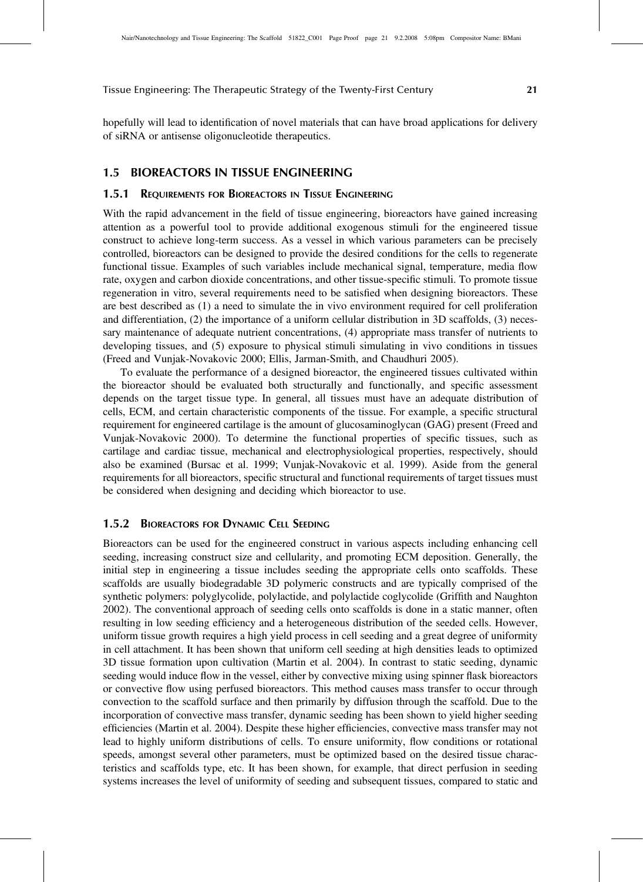hopefully will lead to identification of novel materials that can have broad applications for delivery of siRNA or antisense oligonucleotide therapeutics.

## 1.5 BIOREACTORS IN TISSUE ENGINEERING

### 1.5.1 REQUIREMENTS FOR BIOREACTORS IN TISSUE ENGINEERING

With the rapid advancement in the field of tissue engineering, bioreactors have gained increasing attention as a powerful tool to provide additional exogenous stimuli for the engineered tissue construct to achieve long-term success. As a vessel in which various parameters can be precisely controlled, bioreactors can be designed to provide the desired conditions for the cells to regenerate functional tissue. Examples of such variables include mechanical signal, temperature, media flow rate, oxygen and carbon dioxide concentrations, and other tissue-specific stimuli. To promote tissue regeneration in vitro, several requirements need to be satisfied when designing bioreactors. These are best described as (1) a need to simulate the in vivo environment required for cell proliferation and differentiation, (2) the importance of a uniform cellular distribution in 3D scaffolds, (3) necessary maintenance of adequate nutrient concentrations, (4) appropriate mass transfer of nutrients to developing tissues, and (5) exposure to physical stimuli simulating in vivo conditions in tissues (Freed and Vunjak-Novakovic 2000; Ellis, Jarman-Smith, and Chaudhuri 2005).

To evaluate the performance of a designed bioreactor, the engineered tissues cultivated within the bioreactor should be evaluated both structurally and functionally, and specific assessment depends on the target tissue type. In general, all tissues must have an adequate distribution of cells, ECM, and certain characteristic components of the tissue. For example, a specific structural requirement for engineered cartilage is the amount of glucosaminoglycan (GAG) present (Freed and Vunjak-Novakovic 2000). To determine the functional properties of specific tissues, such as cartilage and cardiac tissue, mechanical and electrophysiological properties, respectively, should also be examined (Bursac et al. 1999; Vunjak-Novakovic et al. 1999). Aside from the general requirements for all bioreactors, specific structural and functional requirements of target tissues must be considered when designing and deciding which bioreactor to use.

### 1.5.2 BIOREACTORS FOR DYNAMIC CELL SEEDING

Bioreactors can be used for the engineered construct in various aspects including enhancing cell seeding, increasing construct size and cellularity, and promoting ECM deposition. Generally, the initial step in engineering a tissue includes seeding the appropriate cells onto scaffolds. These scaffolds are usually biodegradable 3D polymeric constructs and are typically comprised of the synthetic polymers: polyglycolide, polylactide, and polylactide coglycolide (Griffith and Naughton 2002). The conventional approach of seeding cells onto scaffolds is done in a static manner, often resulting in low seeding efficiency and a heterogeneous distribution of the seeded cells. However, uniform tissue growth requires a high yield process in cell seeding and a great degree of uniformity in cell attachment. It has been shown that uniform cell seeding at high densities leads to optimized 3D tissue formation upon cultivation (Martin et al. 2004). In contrast to static seeding, dynamic seeding would induce flow in the vessel, either by convective mixing using spinner flask bioreactors or convective flow using perfused bioreactors. This method causes mass transfer to occur through convection to the scaffold surface and then primarily by diffusion through the scaffold. Due to the incorporation of convective mass transfer, dynamic seeding has been shown to yield higher seeding efficiencies (Martin et al. 2004). Despite these higher efficiencies, convective mass transfer may not lead to highly uniform distributions of cells. To ensure uniformity, flow conditions or rotational speeds, amongst several other parameters, must be optimized based on the desired tissue characteristics and scaffolds type, etc. It has been shown, for example, that direct perfusion in seeding systems increases the level of uniformity of seeding and subsequent tissues, compared to static and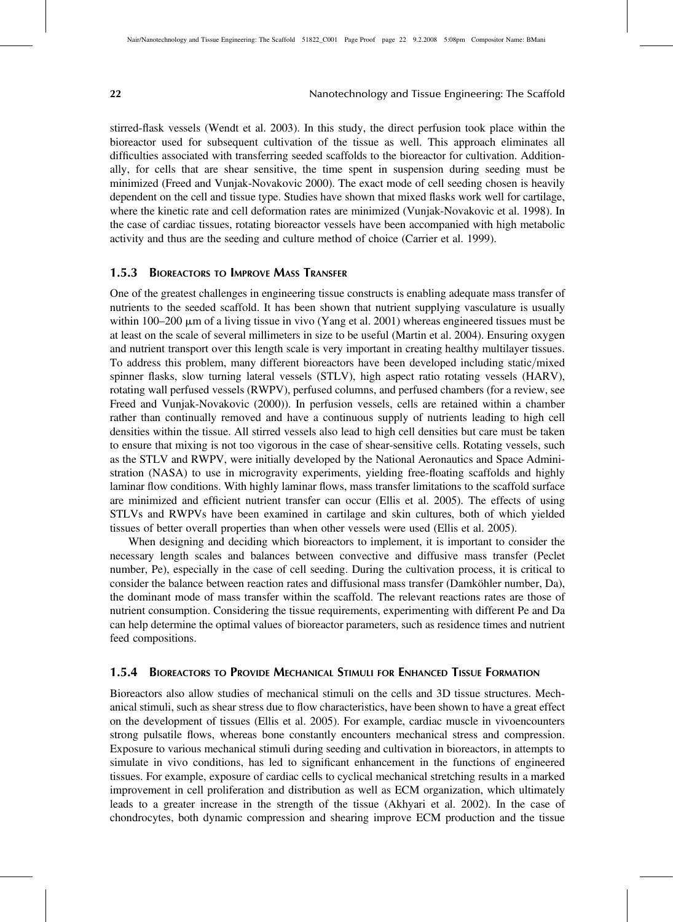stirred-flask vessels (Wendt et al. 2003). In this study, the direct perfusion took place within the bioreactor used for subsequent cultivation of the tissue as well. This approach eliminates all difficulties associated with transferring seeded scaffolds to the bioreactor for cultivation. Additionally, for cells that are shear sensitive, the time spent in suspension during seeding must be minimized (Freed and Vunjak-Novakovic 2000). The exact mode of cell seeding chosen is heavily dependent on the cell and tissue type. Studies have shown that mixed flasks work well for cartilage, where the kinetic rate and cell deformation rates are minimized (Vunjak-Novakovic et al. 1998). In the case of cardiac tissues, rotating bioreactor vessels have been accompanied with high metabolic activity and thus are the seeding and culture method of choice (Carrier et al. 1999).

### 1.5.3 Bioreactors to Improve Mass Transfer

One of the greatest challenges in engineering tissue constructs is enabling adequate mass transfer of nutrients to the seeded scaffold. It has been shown that nutrient supplying vasculature is usually within 100–200 μm of a living tissue in vivo (Yang et al. 2001) whereas engineered tissues must be at least on the scale of several millimeters in size to be useful (Martin et al. 2004). Ensuring oxygen and nutrient transport over this length scale is very important in creating healthy multilayer tissues. To address this problem, many different bioreactors have been developed including static/mixed spinner flasks, slow turning lateral vessels (STLV), high aspect ratio rotating vessels (HARV), rotating wall perfused vessels (RWPV), perfused columns, and perfused chambers (for a review, see Freed and Vunjak-Novakovic (2000)). In perfusion vessels, cells are retained within a chamber rather than continually removed and have a continuous supply of nutrients leading to high cell densities within the tissue. All stirred vessels also lead to high cell densities but care must be taken to ensure that mixing is not too vigorous in the case of shear-sensitive cells. Rotating vessels, such as the STLV and RWPV, were initially developed by the National Aeronautics and Space Administration (NASA) to use in microgravity experiments, yielding free-floating scaffolds and highly laminar flow conditions. With highly laminar flows, mass transfer limitations to the scaffold surface are minimized and efficient nutrient transfer can occur (Ellis et al. 2005). The effects of using STLVs and RWPVs have been examined in cartilage and skin cultures, both of which yielded tissues of better overall properties than when other vessels were used (Ellis et al. 2005).

When designing and deciding which bioreactors to implement, it is important to consider the necessary length scales and balances between convective and diffusive mass transfer (Peclet number, Pe), especially in the case of cell seeding. During the cultivation process, it is critical to consider the balance between reaction rates and diffusional mass transfer (Damköhler number, Da), the dominant mode of mass transfer within the scaffold. The relevant reactions rates are those of nutrient consumption. Considering the tissue requirements, experimenting with different Pe and Da can help determine the optimal values of bioreactor parameters, such as residence times and nutrient feed compositions.

### 1.5.4 Bioreactors to Provide Mechanical Stimuli for Enhanced Tissue Formation

Bioreactors also allow studies of mechanical stimuli on the cells and 3D tissue structures. Mechanical stimuli, such as shear stress due to flow characteristics, have been shown to have a great effect on the development of tissues (Ellis et al. 2005). For example, cardiac muscle in vivoencounters strong pulsatile flows, whereas bone constantly encounters mechanical stress and compression. Exposure to various mechanical stimuli during seeding and cultivation in bioreactors, in attempts to simulate in vivo conditions, has led to significant enhancement in the functions of engineered tissues. For example, exposure of cardiac cells to cyclical mechanical stretching results in a marked improvement in cell proliferation and distribution as well as ECM organization, which ultimately leads to a greater increase in the strength of the tissue (Akhyari et al. 2002). In the case of chondrocytes, both dynamic compression and shearing improve ECM production and the tissue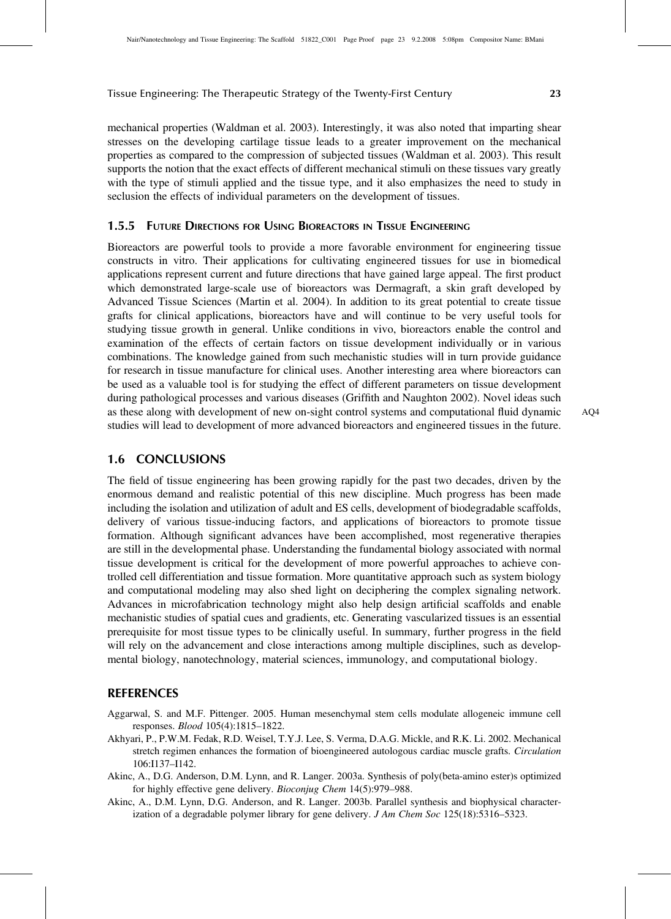mechanical properties (Waldman et al. 2003). Interestingly, it was also noted that imparting shear stresses on the developing cartilage tissue leads to a greater improvement on the mechanical properties as compared to the compression of subjected tissues (Waldman et al. 2003). This result supports the notion that the exact effects of different mechanical stimuli on these tissues vary greatly with the type of stimuli applied and the tissue type, and it also emphasizes the need to study in seclusion the effects of individual parameters on the development of tissues.

### 1.5.5 Future Directions for Using Bioreactors in Tissue Engineering

Bioreactors are powerful tools to provide a more favorable environment for engineering tissue constructs in vitro. Their applications for cultivating engineered tissues for use in biomedical applications represent current and future directions that have gained large appeal. The first product which demonstrated large-scale use of bioreactors was Dermagraft, a skin graft developed by Advanced Tissue Sciences (Martin et al. 2004). In addition to its great potential to create tissue grafts for clinical applications, bioreactors have and will continue to be very useful tools for studying tissue growth in general. Unlike conditions in vivo, bioreactors enable the control and examination of the effects of certain factors on tissue development individually or in various combinations. The knowledge gained from such mechanistic studies will in turn provide guidance for research in tissue manufacture for clinical uses. Another interesting area where bioreactors can be used as a valuable tool is for studying the effect of different parameters on tissue development during pathological processes and various diseases (Griffith and Naughton 2002). Novel ideas such as these along with development of new on-sight control systems and computational fluid dynamic studies will lead to development of more advanced bioreactors and engineered tissues in the future.

AQ4

## 1.6 CONCLUSIONS

The field of tissue engineering has been growing rapidly for the past two decades, driven by the enormous demand and realistic potential of this new discipline. Much progress has been made including the isolation and utilization of adult and ES cells, development of biodegradable scaffolds, delivery of various tissue-inducing factors, and applications of bioreactors to promote tissue formation. Although significant advances have been accomplished, most regenerative therapies are still in the developmental phase. Understanding the fundamental biology associated with normal tissue development is critical for the development of more powerful approaches to achieve controlled cell differentiation and tissue formation. More quantitative approach such as system biology and computational modeling may also shed light on deciphering the complex signaling network. Advances in microfabrication technology might also help design artificial scaffolds and enable mechanistic studies of spatial cues and gradients, etc. Generating vascularized tissues is an essential prerequisite for most tissue types to be clinically useful. In summary, further progress in the field will rely on the advancement and close interactions among multiple disciplines, such as developmental biology, nanotechnology, material sciences, immunology, and computational biology.

## REFERENCES

Aggarwal, S. and M.F. Pittenger. 2005. Human mesenchymal stem cells modulate allogeneic immune cell responses. *Blood* 105(4):1815–1822.

Akhyari, P., P.W.M. Fedak, R.D. Weisel, T.Y.J. Lee, S. Verma, D.A.G. Mickle, and R.K. Li. 2002. Mechanical stretch regimen enhances the formation of bioengineered autologous cardiac muscle grafts. *Circulation* 106:I137–I142.

Akinc, A., D.G. Anderson, D.M. Lynn, and R. Langer. 2003a. Synthesis of poly(beta-amino ester)s optimized for highly effective gene delivery. *Bioconjug Chem* 14(5):979–988.

Akinc, A., D.M. Lynn, D.G. Anderson, and R. Langer. 2003b. Parallel synthesis and biophysical characterization of a degradable polymer library for gene delivery. *J Am Chem Soc* 125(18):5316–5323.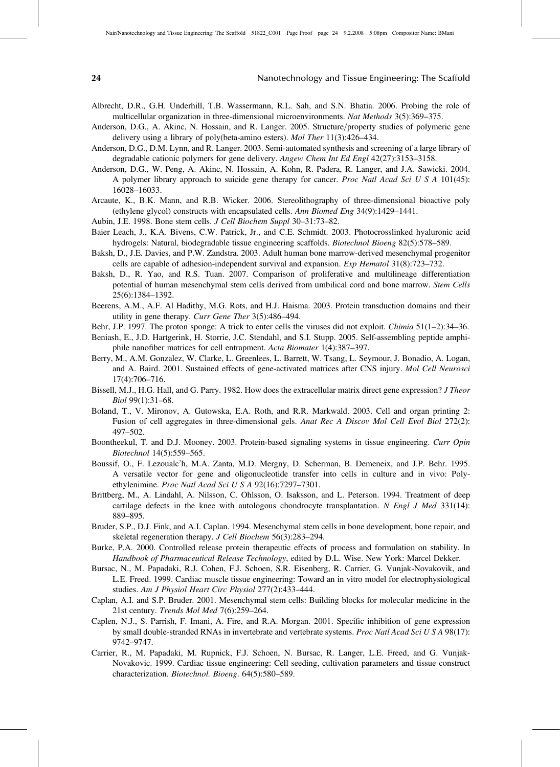Albrecht, D.R., G.H. Underhill, T.B. Wassermann, R.L. Sah, and S.N. Bhatia. 2006. Probing the role of multicellular organization in three-dimensional microenvironments. *Nat Methods* 3(5):369–375.

Anderson, D.G., A. Akinc, N. Hossain, and R. Langer. 2005. Structure/property studies of polymeric gene delivery using a library of poly(beta-amino esters). *Mol Ther* 11(3):426–434.

Anderson, D.G., D.M. Lynn, and R. Langer. 2003. Semi-automated synthesis and screening of a large library of degradable cationic polymers for gene delivery. *Angew Chem Int Ed Engl* 42(27):3153–3158.

Anderson, D.G., W. Peng, A. Akinc, N. Hossain, A. Kohn, R. Padera, R. Langer, and J.A. Sawicki. 2004. A polymer library approach to suicide gene therapy for cancer. *Proc Natl Acad Sci U S A* 101(45): 16028–16033.

Arcaute, K., B.K. Mann, and R.B. Wicker. 2006. Stereolithography of three-dimensional bioactive poly (ethylene glycol) constructs with encapsulated cells. *Ann Biomed Eng* 34(9):1429–1441.

Aubin, J.E. 1998. Bone stem cells. *J Cell Biochem Suppl* 30–31:73–82.

Baier Leach, J., K.A. Bivens, C.W. Patrick, Jr., and C.E. Schmidt. 2003. Photocrosslinked hyaluronic acid hydrogels: Natural, biodegradable tissue engineering scaffolds. *Biotechnol Bioeng* 82(5):578–589.

Baksh, D., J.E. Davies, and P.W. Zandstra. 2003. Adult human bone marrow-derived mesenchymal progenitor cells are capable of adhesion-independent survival and expansion. *Exp Hematol* 31(8):723–732.

Baksh, D., R. Yao, and R.S. Tuan. 2007. Comparison of proliferative and multilineage differentiation potential of human mesenchymal stem cells derived from umbilical cord and bone marrow. *Stem Cells* 25(6):1384–1392.

Beerens, A.M., A.F. Al Hadithy, M.G. Rots, and H.J. Haisma. 2003. Protein transduction domains and their utility in gene therapy. *Curr Gene Ther* 3(5):486–494.

Behr, J.P. 1997. The proton sponge: A trick to enter cells the viruses did not exploit. *Chimia* 51(1–2):34–36.

Beniash, E., J.D. Hartgerink, H. Storrie, J.C. Stendahl, and S.I. Stupp. 2005. Self-assembling peptide amphiphile nanofiber matrices for cell entrapment. *Acta Biomater* 1(4):387–397.

Berry, M., A.M. Gonzalez, W. Clarke, L. Greenlees, L. Barrett, W. Tsang, L. Seymour, J. Bonadio, A. Logan, and A. Baird. 2001. Sustained effects of gene-activated matrices after CNS injury. *Mol Cell Neurosci* 17(4):706–716.

Bissell, M.J., H.G. Hall, and G. Parry. 1982. How does the extracellular matrix direct gene expression? *J Theor Biol* 99(1):31–68.

Boland, T., V. Mironov, A. Gutowska, E.A. Roth, and R.R. Markwald. 2003. Cell and organ printing 2: Fusion of cell aggregates in three-dimensional gels. *Anat Rec A Discov Mol Cell Evol Biol* 272(2): 497–502.

Boontheekul, T. and D.J. Mooney. 2003. Protein-based signaling systems in tissue engineering. *Curr Opin Biotechnol* 14(5):559–565.

Boussif, O., F. Lezoualc'h, M.A. Zanta, M.D. Mergny, D. Scherman, B. Demeneix, and J.P. Behr. 1995. A versatile vector for gene and oligonucleotide transfer into cells in culture and in vivo: Polyethylenimine. *Proc Natl Acad Sci U S A* 92(16):7297–7301.

Brittberg, M., A. Lindahl, A. Nilsson, C. Ohlsson, O. Isaksson, and L. Peterson. 1994. Treatment of deep cartilage defects in the knee with autologous chondrocyte transplantation. *N Engl J Med* 331(14): 889–895.

Bruder, S.P., D.J. Fink, and A.I. Caplan. 1994. Mesenchymal stem cells in bone development, bone repair, and skeletal regeneration therapy. *J Cell Biochem* 56(3):283–294.

Burke, P.A. 2000. Controlled release protein therapeutic effects of process and formulation on stability. In *Handbook of Pharmaceutical Release Technology*, edited by D.L. Wise. New York: Marcel Dekker.

Bursac, N., M. Papadaki, R.J. Cohen, F.J. Schoen, S.R. Eisenberg, R. Carrier, G. Vunjak-Novakovik, and L.E. Freed. 1999. Cardiac muscle tissue engineering: Toward an in vitro model for electrophysiological studies. *Am J Physiol Heart Circ Physiol* 277(2):433–444.

Caplan, A.I. and S.P. Bruder. 2001. Mesenchymal stem cells: Building blocks for molecular medicine in the 21st century. *Trends Mol Med* 7(6):259–264.

Caplen, N.J., S. Parrish, F. Imani, A. Fire, and R.A. Morgan. 2001. Specific inhibition of gene expression by small double-stranded RNAs in invertebrate and vertebrate systems. *Proc Natl Acad Sci U S A* 98(17): 9742–9747.

Carrier, R., M. Papadaki, M. Rupnick, F.J. Schoen, N. Bursac, R. Langer, L.E. Freed, and G. Vunjak-Novakovic. 1999. Cardiac tissue engineering: Cell seeding, cultivation parameters and tissue construct characterization. *Biotechnol. Bioeng*. 64(5):580–589.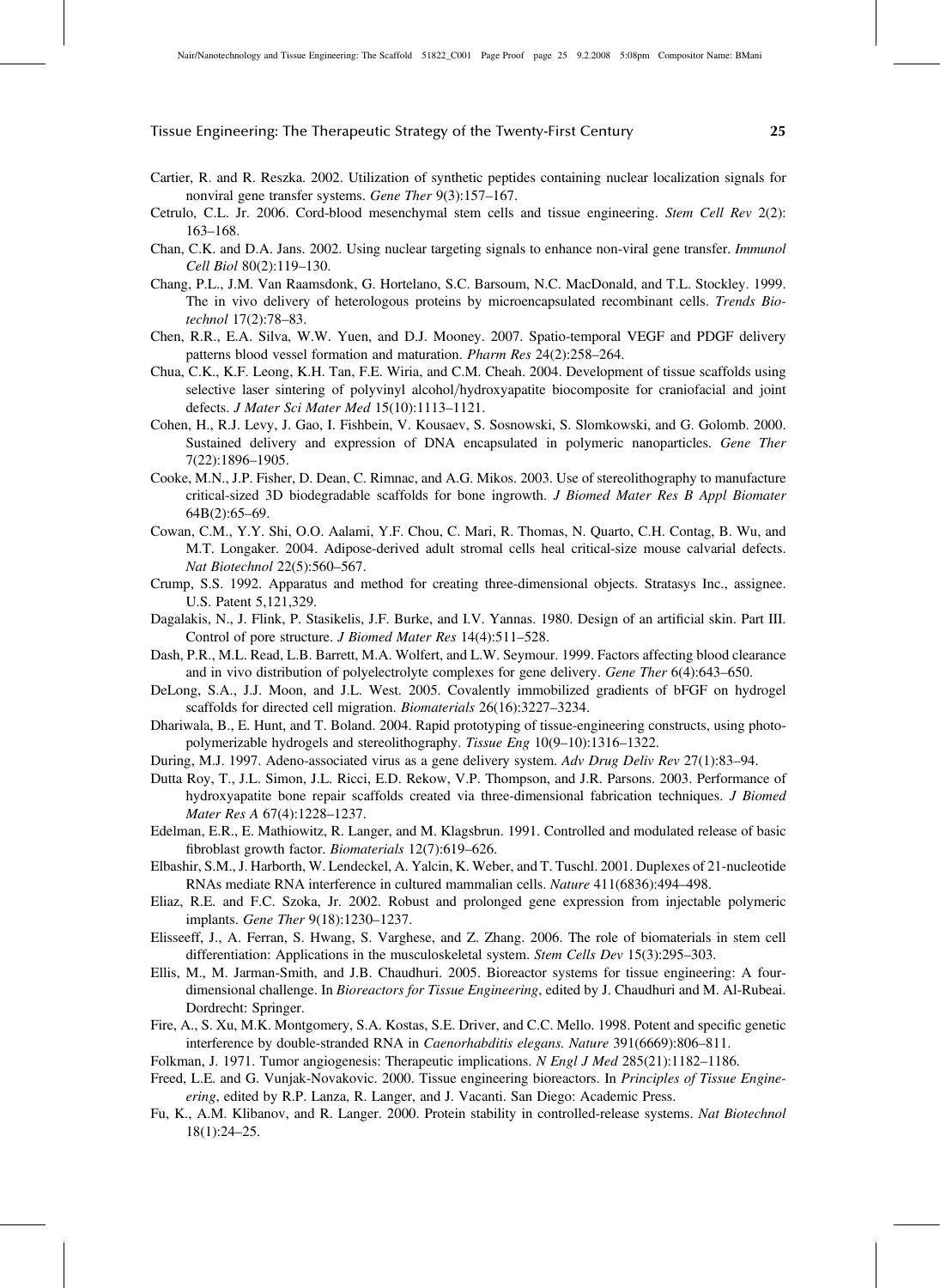Cartier, R. and R. Reszka. 2002. Utilization of synthetic peptides containing nuclear localization signals for nonviral gene transfer systems. *Gene Ther* 9(3):157–167.

Cetrulo, C.L. Jr. 2006. Cord-blood mesenchymal stem cells and tissue engineering. *Stem Cell Rev* 2(2): 163–168.

Chan, C.K. and D.A. Jans. 2002. Using nuclear targeting signals to enhance non-viral gene transfer. *Immunol Cell Biol* 80(2):119–130.

Chang, P.L., J.M. Van Raamsdonk, G. Hortelano, S.C. Barsoum, N.C. MacDonald, and T.L. Stockley. 1999. The in vivo delivery of heterologous proteins by microencapsulated recombinant cells. *Trends Biotechnol* 17(2):78–83.

Chen, R.R., E.A. Silva, W.W. Yuen, and D.J. Mooney. 2007. Spatio-temporal VEGF and PDGF delivery patterns blood vessel formation and maturation. *Pharm Res* 24(2):258–264.

Chua, C.K., K.F. Leong, K.H. Tan, F.E. Wiria, and C.M. Cheah. 2004. Development of tissue scaffolds using selective laser sintering of polyvinyl alcohol/hydroxyapatite biocomposite for craniofacial and joint defects. *J Mater Sci Mater Med* 15(10):1113–1121.

Cohen, H., R.J. Levy, J. Gao, I. Fishbein, V. Kousaev, S. Sosnowski, S. Slomkowski, and G. Golomb. 2000. Sustained delivery and expression of DNA encapsulated in polymeric nanoparticles. *Gene Ther* 7(22):1896–1905.

Cooke, M.N., J.P. Fisher, D. Dean, C. Rimnac, and A.G. Mikos. 2003. Use of stereolithography to manufacture critical-sized 3D biodegradable scaffolds for bone ingrowth. *J Biomed Mater Res B Appl Biomater* 64B(2):65–69.

Cowan, C.M., Y.Y. Shi, O.O. Aalami, Y.F. Chou, C. Mari, R. Thomas, N. Quarto, C.H. Contag, B. Wu, and M.T. Longaker. 2004. Adipose-derived adult stromal cells heal critical-size mouse calvarial defects. *Nat Biotechnol* 22(5):560–567.

Crump, S.S. 1992. Apparatus and method for creating three-dimensional objects. Stratasys Inc., assignee. U.S. Patent 5,121,329.

Dagalakis, N., J. Flink, P. Stasikelis, J.F. Burke, and I.V. Yannas. 1980. Design of an artificial skin. Part III. Control of pore structure. *J Biomed Mater Res* 14(4):511–528.

Dash, P.R., M.L. Read, L.B. Barrett, M.A. Wolfert, and L.W. Seymour. 1999. Factors affecting blood clearance and in vivo distribution of polyelectrolyte complexes for gene delivery. *Gene Ther* 6(4):643–650.

DeLong, S.A., J.J. Moon, and J.L. West. 2005. Covalently immobilized gradients of bFGF on hydrogel scaffolds for directed cell migration. *Biomaterials* 26(16):3227–3234.

Dhariwala, B., E. Hunt, and T. Boland. 2004. Rapid prototyping of tissue-engineering constructs, using photopolymerizable hydrogels and stereolithography. *Tissue Eng* 10(9–10):1316–1322.

During, M.J. 1997. Adeno-associated virus as a gene delivery system. *Adv Drug Deliv Rev* 27(1):83–94.

Dutta Roy, T., J.L. Simon, J.L. Ricci, E.D. Rekow, V.P. Thompson, and J.R. Parsons. 2003. Performance of hydroxyapatite bone repair scaffolds created via three-dimensional fabrication techniques. *J Biomed Mater Res A* 67(4):1228–1237.

Edelman, E.R., E. Mathiowitz, R. Langer, and M. Klagsbrun. 1991. Controlled and modulated release of basic fibroblast growth factor. *Biomaterials* 12(7):619–626.

Elbashir, S.M., J. Harborth, W. Lendeckel, A. Yalcin, K. Weber, and T. Tuschl. 2001. Duplexes of 21-nucleotide RNAs mediate RNA interference in cultured mammalian cells. *Nature* 411(6836):494–498.

Eliaz, R.E. and F.C. Szoka, Jr. 2002. Robust and prolonged gene expression from injectable polymeric implants. *Gene Ther* 9(18):1230–1237.

Elisseeff, J., A. Ferran, S. Hwang, S. Varghese, and Z. Zhang. 2006. The role of biomaterials in stem cell differentiation: Applications in the musculoskeletal system. *Stem Cells Dev* 15(3):295–303.

Ellis, M., M. Jarman-Smith, and J.B. Chaudhuri. 2005. Bioreactor systems for tissue engineering: A four-dimensional challenge. In *Bioreactors for Tissue Engineering*, edited by J. Chaudhuri and M. Al-Rubeai. Dordrecht: Springer.

Fire, A., S. Xu, M.K. Montgomery, S.A. Kostas, S.E. Driver, and C.C. Mello. 1998. Potent and specific genetic interference by double-stranded RNA in *Caenorhabditis elegans*. *Nature* 391(6669):806–811.

Folkman, J. 1971. Tumor angiogenesis: Therapeutic implications. *N Engl J Med* 285(21):1182–1186.

Freed, L.E. and G. Vunjak-Novakovic. 2000. Tissue engineering bioreactors. In *Principles of Tissue Engineering*, edited by R.P. Lanza, R. Langer, and J. Vacanti. San Diego: Academic Press.

Fu, K., A.M. Klibanov, and R. Langer. 2000. Protein stability in controlled-release systems. *Nat Biotechnol* 18(1):24–25.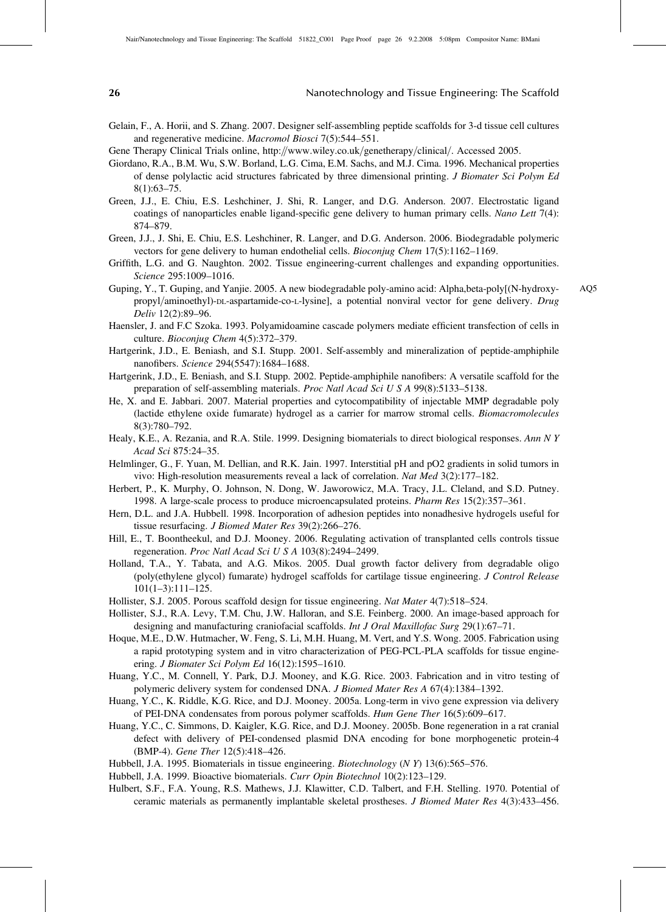Gelain, F., A. Horii, and S. Zhang. 2007. Designer self-assembling peptide scaffolds for 3-d tissue cell cultures and regenerative medicine. *Macromol Biosci* 7(5):544–551.

Gene Therapy Clinical Trials online, http://www.wiley.co.uk/genetherapy/clinical/. Accessed 2005.

Giordano, R.A., B.M. Wu, S.W. Borland, L.G. Cima, E.M. Sachs, and M.J. Cima. 1996. Mechanical properties of dense polylactic acid structures fabricated by three dimensional printing. *J Biomater Sci Polym Ed* 8(1):63–75.

Green, J.J., E. Chiu, E.S. Leshchiner, J. Shi, R. Langer, and D.G. Anderson. 2007. Electrostatic ligand coatings of nanoparticles enable ligand-specific gene delivery to human primary cells. *Nano Lett* 7(4): 874–879.

Green, J.J., J. Shi, E. Chiu, E.S. Leshchiner, R. Langer, and D.G. Anderson. 2006. Biodegradable polymeric vectors for gene delivery to human endothelial cells. *Bioconjug Chem* 17(5):1162–1169.

Griffith, L.G. and G. Naughton. 2002. Tissue engineering-current challenges and expanding opportunities. *Science* 295:1009–1016.

Guping, Y., T. Guping, and Yanjie. 2005. A new biodegradable poly-amino acid: Alpha,beta-poly[(N-hydroxypropyl/aminoethyl)-DL-aspartamide-co-L-lysine], a potential nonviral vector for gene delivery. *Drug Deliv* 12(2):89–96. AQ5

Haensler, J. and F.C Szoka. 1993. Polyamidoamine cascade polymers mediate efficient transfection of cells in culture. *Bioconjug Chem* 4(5):372–379.

Hartgerink, J.D., E. Beniash, and S.I. Stupp. 2001. Self-assembly and mineralization of peptide-amphiphile nanofibers. *Science* 294(5547):1684–1688.

Hartgerink, J.D., E. Beniash, and S.I. Stupp. 2002. Peptide-amphiphile nanofibers: A versatile scaffold for the preparation of self-assembling materials. *Proc Natl Acad Sci U S A* 99(8):5133–5138.

He, X. and E. Jabbari. 2007. Material properties and cytocompatibility of injectable MMP degradable poly (lactide ethylene oxide fumarate) hydrogel as a carrier for marrow stromal cells. *Biomacromolecules* 8(3):780–792.

Healy, K.E., A. Rezania, and R.A. Stile. 1999. Designing biomaterials to direct biological responses. *Ann N Y Acad Sci* 875:24–35.

Helmlinger, G., F. Yuan, M. Dellian, and R.K. Jain. 1997. Interstitial pH and pO2 gradients in solid tumors in vivo: High-resolution measurements reveal a lack of correlation. *Nat Med* 3(2):177–182.

Herbert, P., K. Murphy, O. Johnson, N. Dong, W. Jaworowicz, M.A. Tracy, J.L. Cleland, and S.D. Putney. 1998. A large-scale process to produce microencapsulated proteins. *Pharm Res* 15(2):357–361.

Hern, D.L. and J.A. Hubbell. 1998. Incorporation of adhesion peptides into nonadhesive hydrogels useful for tissue resurfacing. *J Biomed Mater Res* 39(2):266–276.

Hill, E., T. Boontheekul, and D.J. Mooney. 2006. Regulating activation of transplanted cells controls tissue regeneration. *Proc Natl Acad Sci U S A* 103(8):2494–2499.

Holland, T.A., Y. Tabata, and A.G. Mikos. 2005. Dual growth factor delivery from degradable oligo (poly(ethylene glycol) fumarate) hydrogel scaffolds for cartilage tissue engineering. *J Control Release* 101(1–3):111–125.

Hollister, S.J. 2005. Porous scaffold design for tissue engineering. *Nat Mater* 4(7):518–524.

Hollister, S.J., R.A. Levy, T.M. Chu, J.W. Halloran, and S.E. Feinberg. 2000. An image-based approach for designing and manufacturing craniofacial scaffolds. *Int J Oral Maxillofac Surg* 29(1):67–71.

Hoque, M.E., D.W. Hutmacher, W. Feng, S. Li, M.H. Huang, M. Vert, and Y.S. Wong. 2005. Fabrication using a rapid prototyping system and in vitro characterization of PEG-PCL-PLA scaffolds for tissue engineering. *J Biomater Sci Polym Ed* 16(12):1595–1610.

Huang, Y.C., M. Connell, Y. Park, D.J. Mooney, and K.G. Rice. 2003. Fabrication and in vitro testing of polymeric delivery system for condensed DNA. *J Biomed Mater Res A* 67(4):1384–1392.

Huang, Y.C., K. Riddle, K.G. Rice, and D.J. Mooney. 2005a. Long-term in vivo gene expression via delivery of PEI-DNA condensates from porous polymer scaffolds. *Hum Gene Ther* 16(5):609–617.

Huang, Y.C., C. Simmons, D. Kaigler, K.G. Rice, and D.J. Mooney. 2005b. Bone regeneration in a rat cranial defect with delivery of PEI-condensed plasmid DNA encoding for bone morphogenetic protein-4 (BMP-4). *Gene Ther* 12(5):418–426.

Hubbell, J.A. 1995. Biomaterials in tissue engineering. *Biotechnology* (*N Y*) 13(6):565–576.

Hubbell, J.A. 1999. Bioactive biomaterials. *Curr Opin Biotechnol* 10(2):123–129.

Hulbert, S.F., F.A. Young, R.S. Mathews, J.J. Klawitter, C.D. Talbert, and F.H. Stelling. 1970. Potential of ceramic materials as permanently implantable skeletal prostheses. *J Biomed Mater Res* 4(3):433–456.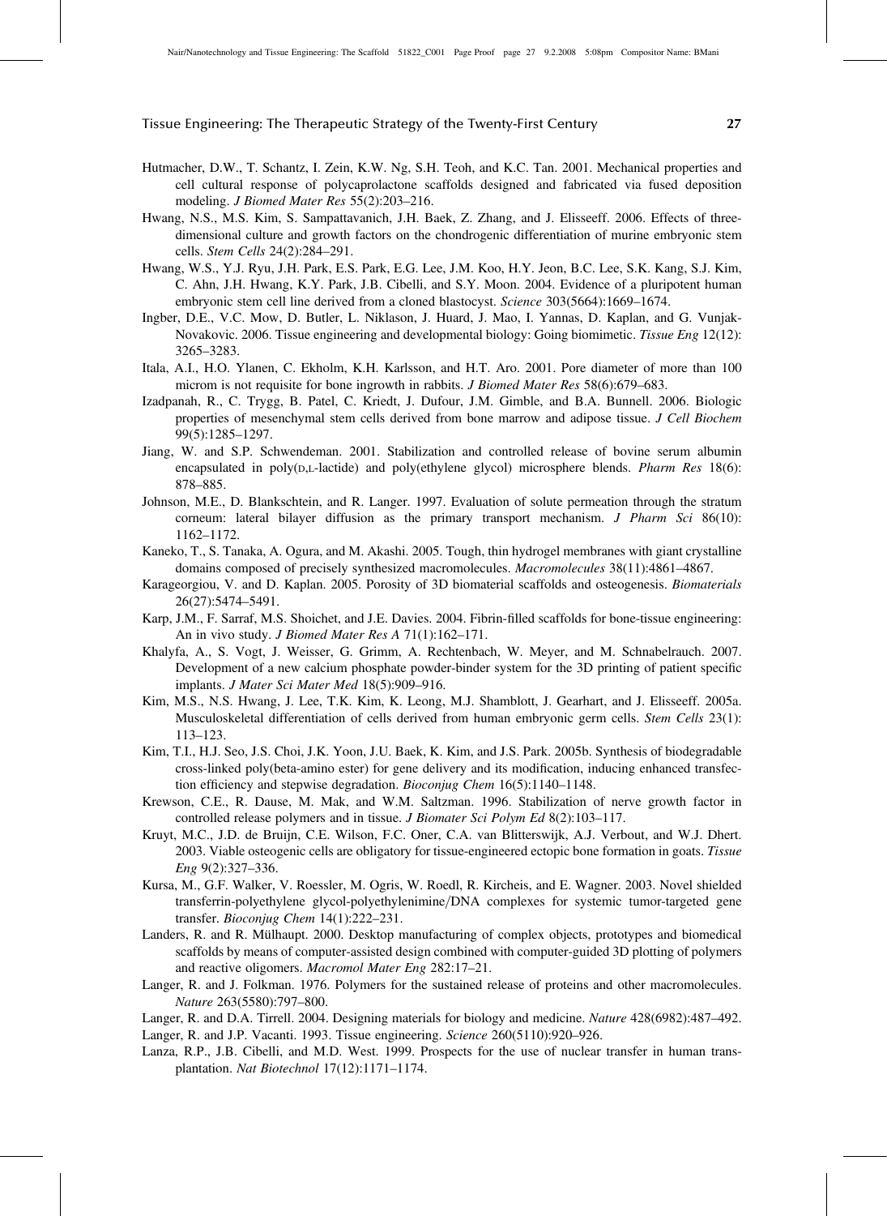Hutmacher, D.W., T. Schantz, I. Zein, K.W. Ng, S.H. Teoh, and K.C. Tan. 2001. Mechanical properties and cell cultural response of polycaprolactone scaffolds designed and fabricated via fused deposition modeling. *J Biomed Mater Res* 55(2):203–216.

Hwang, N.S., M.S. Kim, S. Sampattavanich, J.H. Baek, Z. Zhang, and J. Elisseeff. 2006. Effects of three-dimensional culture and growth factors on the chondrogenic differentiation of murine embryonic stem cells. *Stem Cells* 24(2):284–291.

Hwang, W.S., Y.J. Ryu, J.H. Park, E.S. Park, E.G. Lee, J.M. Koo, H.Y. Jeon, B.C. Lee, S.K. Kang, S.J. Kim, C. Ahn, J.H. Hwang, K.Y. Park, J.B. Cibelli, and S.Y. Moon. 2004. Evidence of a pluripotent human embryonic stem cell line derived from a cloned blastocyst. *Science* 303(5664):1669–1674.

Ingber, D.E., V.C. Mow, D. Butler, L. Niklason, J. Huard, J. Mao, I. Yannas, D. Kaplan, and G. Vunjak-Novakovic. 2006. Tissue engineering and developmental biology: Going biomimetic. *Tissue Eng* 12(12): 3265–3283.

Itala, A.I., H.O. Ylanen, C. Ekholm, K.H. Karlsson, and H.T. Aro. 2001. Pore diameter of more than 100 microm is not requisite for bone ingrowth in rabbits. *J Biomed Mater Res* 58(6):679–683.

Izadpanah, R., C. Trygg, B. Patel, C. Kriedt, J. Dufour, J.M. Gimble, and B.A. Bunnell. 2006. Biologic properties of mesenchymal stem cells derived from bone marrow and adipose tissue. *J Cell Biochem* 99(5):1285–1297.

Jiang, W. and S.P. Schwendeman. 2001. Stabilization and controlled release of bovine serum albumin encapsulated in poly(D,L-lactide) and poly(ethylene glycol) microsphere blends. *Pharm Res* 18(6): 878–885.

Johnson, M.E., D. Blankschtein, and R. Langer. 1997. Evaluation of solute permeation through the stratum corneum: lateral bilayer diffusion as the primary transport mechanism. *J Pharm Sci* 86(10): 1162–1172.

Kaneko, T., S. Tanaka, A. Ogura, and M. Akashi. 2005. Tough, thin hydrogel membranes with giant crystalline domains composed of precisely synthesized macromolecules. *Macromolecules* 38(11):4861–4867.

Karageorgiou, V. and D. Kaplan. 2005. Porosity of 3D biomaterial scaffolds and osteogenesis. *Biomaterials* 26(27):5474–5491.

Karp, J.M., F. Sarraf, M.S. Shoichet, and J.E. Davies. 2004. Fibrin-filled scaffolds for bone-tissue engineering: An in vivo study. *J Biomed Mater Res A* 71(1):162–171.

Khalyfa, A., S. Vogt, J. Weisser, G. Grimm, A. Rechtenbach, W. Meyer, and M. Schnabelrauch. 2007. Development of a new calcium phosphate powder-binder system for the 3D printing of patient specific implants. *J Mater Sci Mater Med* 18(5):909–916.

Kim, M.S., N.S. Hwang, J. Lee, T.K. Kim, K. Leong, M.J. Shamblott, J. Gearhart, and J. Elisseeff. 2005a. Musculoskeletal differentiation of cells derived from human embryonic germ cells. *Stem Cells* 23(1): 113–123.

Kim, T.I., H.J. Seo, J.S. Choi, J.K. Yoon, J.U. Baek, K. Kim, and J.S. Park. 2005b. Synthesis of biodegradable cross-linked poly(beta-amino ester) for gene delivery and its modification, inducing enhanced transfection efficiency and stepwise degradation. *Bioconjug Chem* 16(5):1140–1148.

Krewson, C.E., R. Dause, M. Mak, and W.M. Saltzman. 1996. Stabilization of nerve growth factor in controlled release polymers and in tissue. *J Biomater Sci Polym Ed* 8(2):103–117.

Kruyt, M.C., J.D. de Bruijn, C.E. Wilson, F.C. Oner, C.A. van Blitterswijk, A.J. Verbout, and W.J. Dhert. 2003. Viable osteogenic cells are obligatory for tissue-engineered ectopic bone formation in goats. *Tissue Eng* 9(2):327–336.

Kursa, M., G.F. Walker, V. Roessler, M. Ogris, W. Roedl, R. Kircheis, and E. Wagner. 2003. Novel shielded transferrin-polyethylene glycol-polyethylenimine/DNA complexes for systemic tumor-targeted gene transfer. *Bioconjug Chem* 14(1):222–231.

Landers, R. and R. Mülhaupt. 2000. Desktop manufacturing of complex objects, prototypes and biomedical scaffolds by means of computer-assisted design combined with computer-guided 3D plotting of polymers and reactive oligomers. *Macromol Mater Eng* 282:17–21.

Langer, R. and J. Folkman. 1976. Polymers for the sustained release of proteins and other macromolecules. *Nature* 263(5580):797–800.

Langer, R. and D.A. Tirrell. 2004. Designing materials for biology and medicine. *Nature* 428(6982):487–492.

Langer, R. and J.P. Vacanti. 1993. Tissue engineering. *Science* 260(5110):920–926.

Lanza, R.P., J.B. Cibelli, and M.D. West. 1999. Prospects for the use of nuclear transfer in human transplantation. *Nat Biotechnol* 17(12):1171–1174.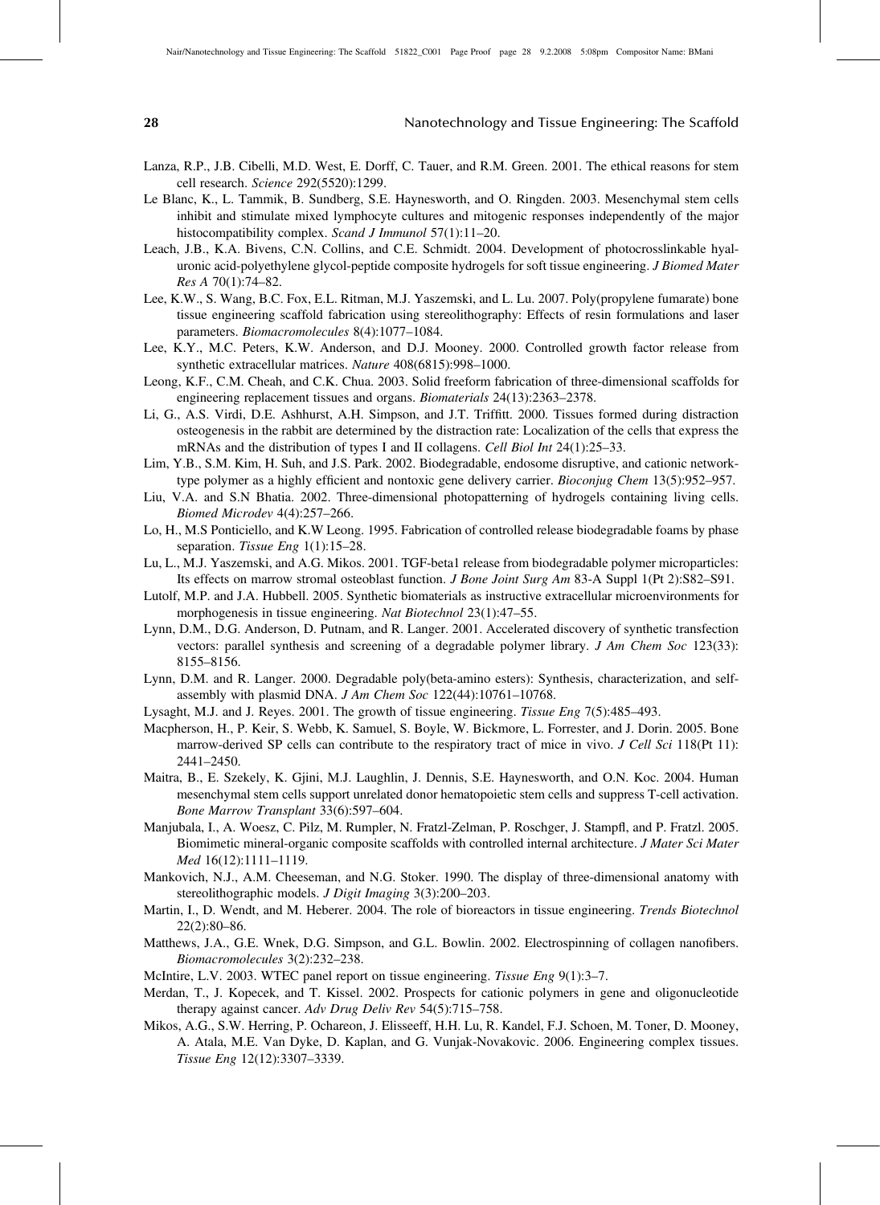Lanza, R.P., J.B. Cibelli, M.D. West, E. Dorff, C. Tauer, and R.M. Green. 2001. The ethical reasons for stem cell research. *Science* 292(5520):1299.

Le Blanc, K., L. Tammik, B. Sundberg, S.E. Haynesworth, and O. Ringden. 2003. Mesenchymal stem cells inhibit and stimulate mixed lymphocyte cultures and mitogenic responses independently of the major histocompatibility complex. *Scand J Immunol* 57(1):11–20.

Leach, J.B., K.A. Bivens, C.N. Collins, and C.E. Schmidt. 2004. Development of photocrosslinkable hyaluronic acid-polyethylene glycol-peptide composite hydrogels for soft tissue engineering. *J Biomed Mater Res A* 70(1):74–82.

Lee, K.W., S. Wang, B.C. Fox, E.L. Ritman, M.J. Yaszemski, and L. Lu. 2007. Poly(propylene fumarate) bone tissue engineering scaffold fabrication using stereolithography: Effects of resin formulations and laser parameters. *Biomacromolecules* 8(4):1077–1084.

Lee, K.Y., M.C. Peters, K.W. Anderson, and D.J. Mooney. 2000. Controlled growth factor release from synthetic extracellular matrices. *Nature* 408(6815):998–1000.

Leong, K.F., C.M. Cheah, and C.K. Chua. 2003. Solid freeform fabrication of three-dimensional scaffolds for engineering replacement tissues and organs. *Biomaterials* 24(13):2363–2378.

Li, G., A.S. Virdi, D.E. Ashhurst, A.H. Simpson, and J.T. Triffitt. 2000. Tissues formed during distraction osteogenesis in the rabbit are determined by the distraction rate: Localization of the cells that express the mRNAs and the distribution of types I and II collagens. *Cell Biol Int* 24(1):25–33.

Lim, Y.B., S.M. Kim, H. Suh, and J.S. Park. 2002. Biodegradable, endosome disruptive, and cationic network-type polymer as a highly efficient and nontoxic gene delivery carrier. *Bioconjug Chem* 13(5):952–957.

Liu, V.A. and S.N Bhatia. 2002. Three-dimensional photopatterning of hydrogels containing living cells. *Biomed Microdev* 4(4):257–266.

Lo, H., M.S Ponticiello, and K.W Leong. 1995. Fabrication of controlled release biodegradable foams by phase separation. *Tissue Eng* 1(1):15–28.

Lu, L., M.J. Yaszemski, and A.G. Mikos. 2001. TGF-beta1 release from biodegradable polymer microparticles: Its effects on marrow stromal osteoblast function. *J Bone Joint Surg Am* 83-A Suppl 1(Pt 2):S82–S91.

Lutolf, M.P. and J.A. Hubbell. 2005. Synthetic biomaterials as instructive extracellular microenvironments for morphogenesis in tissue engineering. *Nat Biotechnol* 23(1):47–55.

Lynn, D.M., D.G. Anderson, D. Putnam, and R. Langer. 2001. Accelerated discovery of synthetic transfection vectors: parallel synthesis and screening of a degradable polymer library. *J Am Chem Soc* 123(33): 8155–8156.

Lynn, D.M. and R. Langer. 2000. Degradable poly(beta-amino esters): Synthesis, characterization, and self-assembly with plasmid DNA. *J Am Chem Soc* 122(44):10761–10768.

Lysaght, M.J. and J. Reyes. 2001. The growth of tissue engineering. *Tissue Eng* 7(5):485–493.

Macpherson, H., P. Keir, S. Webb, K. Samuel, S. Boyle, W. Bickmore, L. Forrester, and J. Dorin. 2005. Bone marrow-derived SP cells can contribute to the respiratory tract of mice in vivo. *J Cell Sci* 118(Pt 11): 2441–2450.

Maitra, B., E. Szekely, K. Gjini, M.J. Laughlin, J. Dennis, S.E. Haynesworth, and O.N. Koc. 2004. Human mesenchymal stem cells support unrelated donor hematopoietic stem cells and suppress T-cell activation. *Bone Marrow Transplant* 33(6):597–604.

Manjubala, I., A. Woesz, C. Pilz, M. Rumpler, N. Fratzl-Zelman, P. Roschger, J. Stampfl, and P. Fratzl. 2005. Biomimetic mineral-organic composite scaffolds with controlled internal architecture. *J Mater Sci Mater Med* 16(12):1111–1119.

Mankovich, N.J., A.M. Cheeseman, and N.G. Stoker. 1990. The display of three-dimensional anatomy with stereolithographic models. *J Digit Imaging* 3(3):200–203.

Martin, I., D. Wendt, and M. Heberer. 2004. The role of bioreactors in tissue engineering. *Trends Biotechnol* 22(2):80–86.

Matthews, J.A., G.E. Wnek, D.G. Simpson, and G.L. Bowlin. 2002. Electrospinning of collagen nanofibers. *Biomacromolecules* 3(2):232–238.

McIntire, L.V. 2003. WTEC panel report on tissue engineering. *Tissue Eng* 9(1):3–7.

Merdan, T., J. Kopecek, and T. Kissel. 2002. Prospects for cationic polymers in gene and oligonucleotide therapy against cancer. *Adv Drug Deliv Rev* 54(5):715–758.

Mikos, A.G., S.W. Herring, P. Ochareon, J. Elisseeff, H.H. Lu, R. Kandel, F.J. Schoen, M. Toner, D. Mooney, A. Atala, M.E. Van Dyke, D. Kaplan, and G. Vunjak-Novakovic. 2006. Engineering complex tissues. *Tissue Eng* 12(12):3307–3339.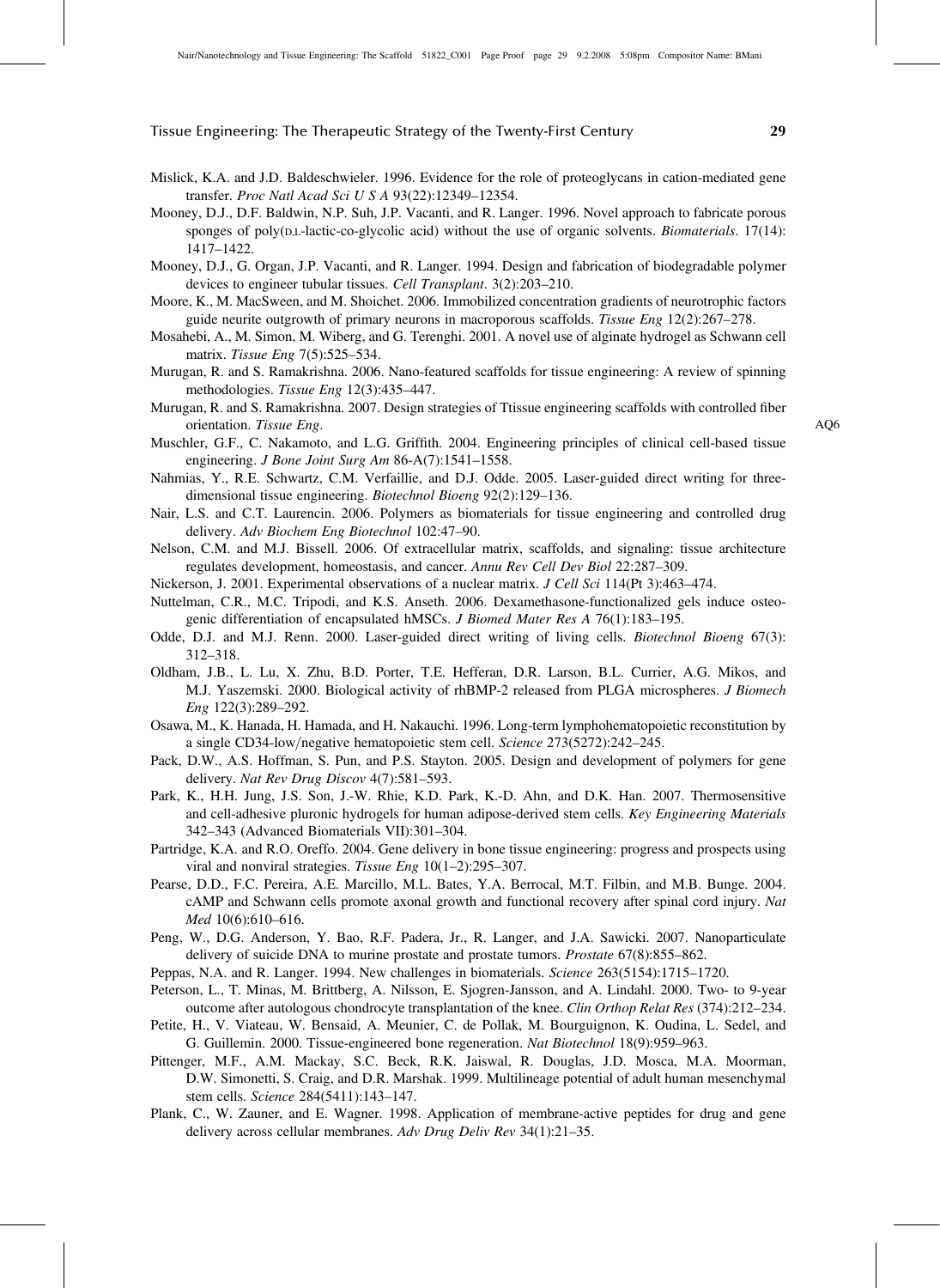Mislick, K.A. and J.D. Baldeschwieler. 1996. Evidence for the role of proteoglycans in cation-mediated gene transfer. *Proc Natl Acad Sci U S A* 93(22):12349–12354.

Mooney, D.J., D.F. Baldwin, N.P. Suh, J.P. Vacanti, and R. Langer. 1996. Novel approach to fabricate porous sponges of poly(D,L-lactic-co-glycolic acid) without the use of organic solvents. *Biomaterials*. 17(14): 1417–1422.

Mooney, D.J., G. Organ, J.P. Vacanti, and R. Langer. 1994. Design and fabrication of biodegradable polymer devices to engineer tubular tissues. *Cell Transplant*. 3(2):203–210.

Moore, K., M. MacSween, and M. Shoichet. 2006. Immobilized concentration gradients of neurotrophic factors guide neurite outgrowth of primary neurons in macroporous scaffolds. *Tissue Eng* 12(2):267–278.

Mosahebi, A., M. Simon, M. Wiberg, and G. Terenghi. 2001. A novel use of alginate hydrogel as Schwann cell matrix. *Tissue Eng* 7(5):525–534.

Murugan, R. and S. Ramakrishna. 2006. Nano-featured scaffolds for tissue engineering: A review of spinning methodologies. *Tissue Eng* 12(3):435–447.

Murugan, R. and S. Ramakrishna. 2007. Design strategies of Ttissue engineering scaffolds with controlled fiber orientation. *Tissue Eng*. AQ6

Muschler, G.F., C. Nakamoto, and L.G. Griffith. 2004. Engineering principles of clinical cell-based tissue engineering. *J Bone Joint Surg Am* 86-A(7):1541–1558.

Nahmias, Y., R.E. Schwartz, C.M. Verfaillie, and D.J. Odde. 2005. Laser-guided direct writing for three-dimensional tissue engineering. *Biotechnol Bioeng* 92(2):129–136.

Nair, L.S. and C.T. Laurencin. 2006. Polymers as biomaterials for tissue engineering and controlled drug delivery. *Adv Biochem Eng Biotechnol* 102:47–90.

Nelson, C.M. and M.J. Bissell. 2006. Of extracellular matrix, scaffolds, and signaling: tissue architecture regulates development, homeostasis, and cancer. *Annu Rev Cell Dev Biol* 22:287–309.

Nickerson, J. 2001. Experimental observations of a nuclear matrix. *J Cell Sci* 114(Pt 3):463–474.

Nuttelman, C.R., M.C. Tripodi, and K.S. Anseth. 2006. Dexamethasone-functionalized gels induce osteogenic differentiation of encapsulated hMSCs. *J Biomed Mater Res A* 76(1):183–195.

Odde, D.J. and M.J. Renn. 2000. Laser-guided direct writing of living cells. *Biotechnol Bioeng* 67(3): 312–318.

Oldham, J.B., L. Lu, X. Zhu, B.D. Porter, T.E. Hefferan, D.R. Larson, B.L. Currier, A.G. Mikos, and M.J. Yaszemski. 2000. Biological activity of rhBMP-2 released from PLGA microspheres. *J Biomech Eng* 122(3):289–292.

Osawa, M., K. Hanada, H. Hamada, and H. Nakauchi. 1996. Long-term lymphohematopoietic reconstitution by a single CD34-low/negative hematopoietic stem cell. *Science* 273(5272):242–245.

Pack, D.W., A.S. Hoffman, S. Pun, and P.S. Stayton. 2005. Design and development of polymers for gene delivery. *Nat Rev Drug Discov* 4(7):581–593.

Park, K., H.H. Jung, J.S. Son, J.-W. Rhie, K.D. Park, K.-D. Ahn, and D.K. Han. 2007. Thermosensitive and cell-adhesive pluronic hydrogels for human adipose-derived stem cells. *Key Engineering Materials* 342–343 (Advanced Biomaterials VII):301–304.

Partridge, K.A. and R.O. Oreffo. 2004. Gene delivery in bone tissue engineering: progress and prospects using viral and nonviral strategies. *Tissue Eng* 10(1–2):295–307.

Pearse, D.D., F.C. Pereira, A.E. Marcillo, M.L. Bates, Y.A. Berrocal, M.T. Filbin, and M.B. Bunge. 2004. cAMP and Schwann cells promote axonal growth and functional recovery after spinal cord injury. *Nat Med* 10(6):610–616.

Peng, W., D.G. Anderson, Y. Bao, R.F. Padera, Jr., R. Langer, and J.A. Sawicki. 2007. Nanoparticulate delivery of suicide DNA to murine prostate and prostate tumors. *Prostate* 67(8):855–862.

Peppas, N.A. and R. Langer. 1994. New challenges in biomaterials. *Science* 263(5154):1715–1720.

Peterson, L., T. Minas, M. Brittberg, A. Nilsson, E. Sjogren-Jansson, and A. Lindahl. 2000. Two- to 9-year outcome after autologous chondrocyte transplantation of the knee. *Clin Orthop Relat Res* (374):212–234.

Petite, H., V. Viateau, W. Bensaid, A. Meunier, C. de Pollak, M. Bourguignon, K. Oudina, L. Sedel, and G. Guillemin. 2000. Tissue-engineered bone regeneration. *Nat Biotechnol* 18(9):959–963.

Pittenger, M.F., A.M. Mackay, S.C. Beck, R.K. Jaiswal, R. Douglas, J.D. Mosca, M.A. Moorman, D.W. Simonetti, S. Craig, and D.R. Marshak. 1999. Multilineage potential of adult human mesenchymal stem cells. *Science* 284(5411):143–147.

Plank, C., W. Zauner, and E. Wagner. 1998. Application of membrane-active peptides for drug and gene delivery across cellular membranes. *Adv Drug Deliv Rev* 34(1):21–35.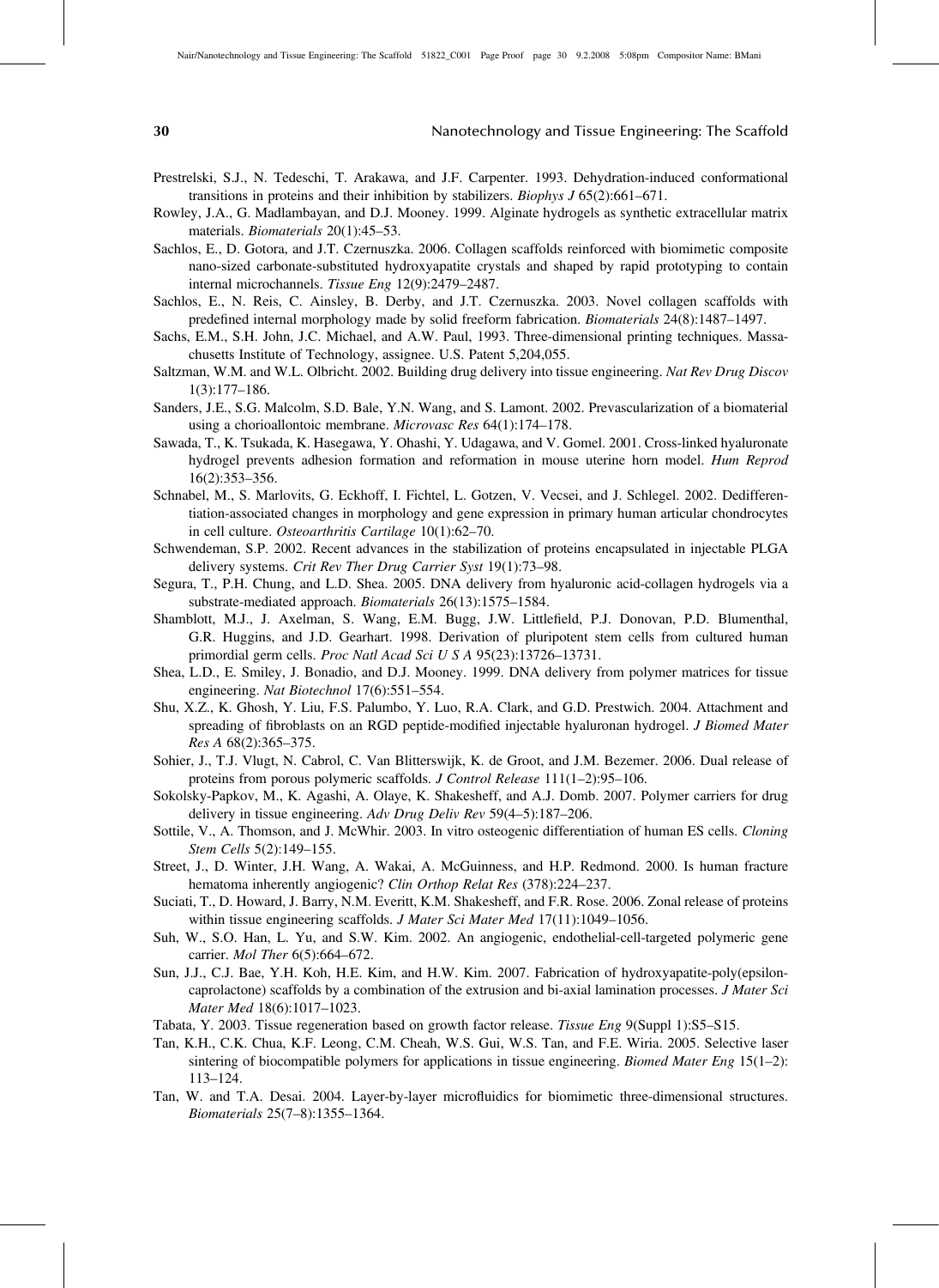Prestrelski, S.J., N. Tedeschi, T. Arakawa, and J.F. Carpenter. 1993. Dehydration-induced conformational transitions in proteins and their inhibition by stabilizers. *Biophys J* 65(2):661–671.

Rowley, J.A., G. Madlambayan, and D.J. Mooney. 1999. Alginate hydrogels as synthetic extracellular matrix materials. *Biomaterials* 20(1):45–53.

Sachlos, E., D. Gotora, and J.T. Czernuszka. 2006. Collagen scaffolds reinforced with biomimetic composite nano-sized carbonate-substituted hydroxyapatite crystals and shaped by rapid prototyping to contain internal microchannels. *Tissue Eng* 12(9):2479–2487.

Sachlos, E., N. Reis, C. Ainsley, B. Derby, and J.T. Czernuszka. 2003. Novel collagen scaffolds with predefined internal morphology made by solid freeform fabrication. *Biomaterials* 24(8):1487–1497.

Sachs, E.M., S.H. John, J.C. Michael, and A.W. Paul, 1993. Three-dimensional printing techniques. Massachusetts Institute of Technology, assignee. U.S. Patent 5,204,055.

Saltzman, W.M. and W.L. Olbricht. 2002. Building drug delivery into tissue engineering. *Nat Rev Drug Discov* 1(3):177–186.

Sanders, J.E., S.G. Malcolm, S.D. Bale, Y.N. Wang, and S. Lamont. 2002. Prevascularization of a biomaterial using a chorioallontoic membrane. *Microvasc Res* 64(1):174–178.

Sawada, T., K. Tsukada, K. Hasegawa, Y. Ohashi, Y. Udagawa, and V. Gomel. 2001. Cross-linked hyaluronate hydrogel prevents adhesion formation and reformation in mouse uterine horn model. *Hum Reprod* 16(2):353–356.

Schnabel, M., S. Marlovits, G. Eckhoff, I. Fichtel, L. Gotzen, V. Vecsei, and J. Schlegel. 2002. Dedifferentiation-associated changes in morphology and gene expression in primary human articular chondrocytes in cell culture. *Osteoarthritis Cartilage* 10(1):62–70.

Schwendeman, S.P. 2002. Recent advances in the stabilization of proteins encapsulated in injectable PLGA delivery systems. *Crit Rev Ther Drug Carrier Syst* 19(1):73–98.

Segura, T., P.H. Chung, and L.D. Shea. 2005. DNA delivery from hyaluronic acid-collagen hydrogels via a substrate-mediated approach. *Biomaterials* 26(13):1575–1584.

Shamblott, M.J., J. Axelman, S. Wang, E.M. Bugg, J.W. Littlefield, P.J. Donovan, P.D. Blumenthal, G.R. Huggins, and J.D. Gearhart. 1998. Derivation of pluripotent stem cells from cultured human primordial germ cells. *Proc Natl Acad Sci U S A* 95(23):13726–13731.

Shea, L.D., E. Smiley, J. Bonadio, and D.J. Mooney. 1999. DNA delivery from polymer matrices for tissue engineering. *Nat Biotechnol* 17(6):551–554.

Shu, X.Z., K. Ghosh, Y. Liu, F.S. Palumbo, Y. Luo, R.A. Clark, and G.D. Prestwich. 2004. Attachment and spreading of fibroblasts on an RGD peptide-modified injectable hyaluronan hydrogel. *J Biomed Mater Res A* 68(2):365–375.

Sohier, J., T.J. Vlugt, N. Cabrol, C. Van Blitterswijk, K. de Groot, and J.M. Bezemer. 2006. Dual release of proteins from porous polymeric scaffolds. *J Control Release* 111(1–2):95–106.

Sokolsky-Papkov, M., K. Agashi, A. Olaye, K. Shakesheff, and A.J. Domb. 2007. Polymer carriers for drug delivery in tissue engineering. *Adv Drug Deliv Rev* 59(4–5):187–206.

Sottile, V., A. Thomson, and J. McWhir. 2003. In vitro osteogenic differentiation of human ES cells. *Cloning Stem Cells* 5(2):149–155.

Street, J., D. Winter, J.H. Wang, A. Wakai, A. McGuinness, and H.P. Redmond. 2000. Is human fracture hematoma inherently angiogenic? *Clin Orthop Relat Res* (378):224–237.

Suciati, T., D. Howard, J. Barry, N.M. Everitt, K.M. Shakesheff, and F.R. Rose. 2006. Zonal release of proteins within tissue engineering scaffolds. *J Mater Sci Mater Med* 17(11):1049–1056.

Suh, W., S.O. Han, L. Yu, and S.W. Kim. 2002. An angiogenic, endothelial-cell-targeted polymeric gene carrier. *Mol Ther* 6(5):664–672.

Sun, J.J., C.J. Bae, Y.H. Koh, H.E. Kim, and H.W. Kim. 2007. Fabrication of hydroxyapatite-poly(epsilon-caprolactone) scaffolds by a combination of the extrusion and bi-axial lamination processes. *J Mater Sci Mater Med* 18(6):1017–1023.

Tabata, Y. 2003. Tissue regeneration based on growth factor release. *Tissue Eng* 9(Suppl 1):S5–S15.

Tan, K.H., C.K. Chua, K.F. Leong, C.M. Cheah, W.S. Gui, W.S. Tan, and F.E. Wiria. 2005. Selective laser sintering of biocompatible polymers for applications in tissue engineering. *Biomed Mater Eng* 15(1–2): 113–124.

Tan, W. and T.A. Desai. 2004. Layer-by-layer microfluidics for biomimetic three-dimensional structures. *Biomaterials* 25(7–8):1355–1364.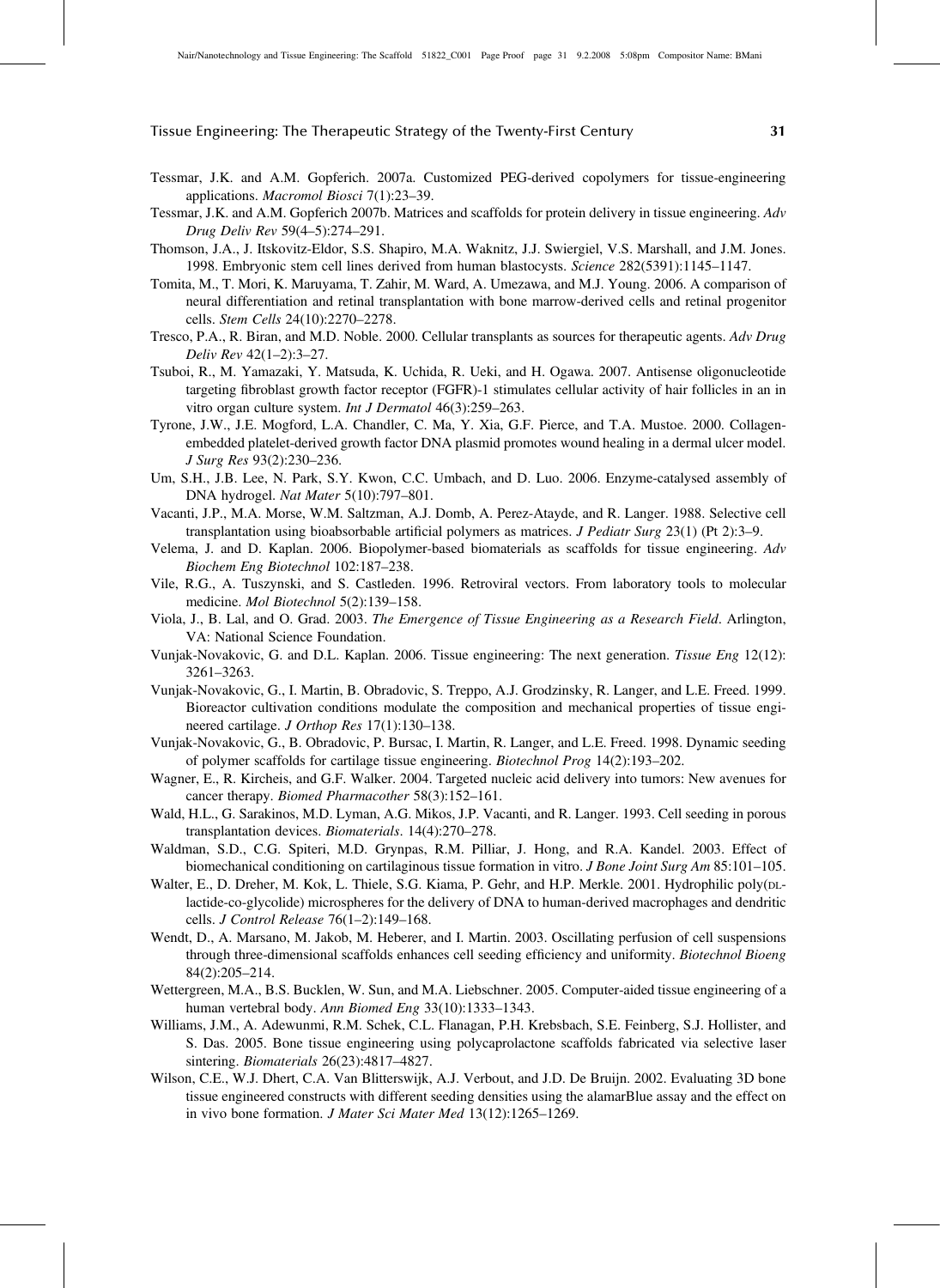Tessmar, J.K. and A.M. Gopferich. 2007a. Customized PEG-derived copolymers for tissue-engineering applications. *Macromol Biosci* 7(1):23–39.

Tessmar, J.K. and A.M. Gopferich 2007b. Matrices and scaffolds for protein delivery in tissue engineering. *Adv Drug Deliv Rev* 59(4–5):274–291.

Thomson, J.A., J. Itskovitz-Eldor, S.S. Shapiro, M.A. Waknitz, J.J. Swiergiel, V.S. Marshall, and J.M. Jones. 1998. Embryonic stem cell lines derived from human blastocysts. *Science* 282(5391):1145–1147.

Tomita, M., T. Mori, K. Maruyama, T. Zahir, M. Ward, A. Umezawa, and M.J. Young. 2006. A comparison of neural differentiation and retinal transplantation with bone marrow-derived cells and retinal progenitor cells. *Stem Cells* 24(10):2270–2278.

Tresco, P.A., R. Biran, and M.D. Noble. 2000. Cellular transplants as sources for therapeutic agents. *Adv Drug Deliv Rev* 42(1–2):3–27.

Tsuboi, R., M. Yamazaki, Y. Matsuda, K. Uchida, R. Ueki, and H. Ogawa. 2007. Antisense oligonucleotide targeting fibroblast growth factor receptor (FGFR)-1 stimulates cellular activity of hair follicles in an in vitro organ culture system. *Int J Dermatol* 46(3):259–263.

Tyrone, J.W., J.E. Mogford, L.A. Chandler, C. Ma, Y. Xia, G.F. Pierce, and T.A. Mustoe. 2000. Collagen-embedded platelet-derived growth factor DNA plasmid promotes wound healing in a dermal ulcer model. *J Surg Res* 93(2):230–236.

Um, S.H., J.B. Lee, N. Park, S.Y. Kwon, C.C. Umbach, and D. Luo. 2006. Enzyme-catalysed assembly of DNA hydrogel. *Nat Mater* 5(10):797–801.

Vacanti, J.P., M.A. Morse, W.M. Saltzman, A.J. Domb, A. Perez-Atayde, and R. Langer. 1988. Selective cell transplantation using bioabsorbable artificial polymers as matrices. *J Pediatr Surg* 23(1) (Pt 2):3–9.

Velema, J. and D. Kaplan. 2006. Biopolymer-based biomaterials as scaffolds for tissue engineering. *Adv Biochem Eng Biotechnol* 102:187–238.

Vile, R.G., A. Tuszynski, and S. Castleden. 1996. Retroviral vectors. From laboratory tools to molecular medicine. *Mol Biotechnol* 5(2):139–158.

Viola, J., B. Lal, and O. Grad. 2003. *The Emergence of Tissue Engineering as a Research Field*. Arlington, VA: National Science Foundation.

Vunjak-Novakovic, G. and D.L. Kaplan. 2006. Tissue engineering: The next generation. *Tissue Eng* 12(12): 3261–3263.

Vunjak-Novakovic, G., I. Martin, B. Obradovic, S. Treppo, A.J. Grodzinsky, R. Langer, and L.E. Freed. 1999. Bioreactor cultivation conditions modulate the composition and mechanical properties of tissue engineered cartilage. *J Orthop Res* 17(1):130–138.

Vunjak-Novakovic, G., B. Obradovic, P. Bursac, I. Martin, R. Langer, and L.E. Freed. 1998. Dynamic seeding of polymer scaffolds for cartilage tissue engineering. *Biotechnol Prog* 14(2):193–202.

Wagner, E., R. Kircheis, and G.F. Walker. 2004. Targeted nucleic acid delivery into tumors: New avenues for cancer therapy. *Biomed Pharmacother* 58(3):152–161.

Wald, H.L., G. Sarakinos, M.D. Lyman, A.G. Mikos, J.P. Vacanti, and R. Langer. 1993. Cell seeding in porous transplantation devices. *Biomaterials*. 14(4):270–278.

Waldman, S.D., C.G. Spiteri, M.D. Grynpas, R.M. Pilliar, J. Hong, and R.A. Kandel. 2003. Effect of biomechanical conditioning on cartilaginous tissue formation in vitro. *J Bone Joint Surg Am* 85:101–105.

Walter, E., D. Dreher, M. Kok, L. Thiele, S.G. Kiama, P. Gehr, and H.P. Merkle. 2001. Hydrophilic poly(DL-lactide-co-glycolide) microspheres for the delivery of DNA to human-derived macrophages and dendritic cells. *J Control Release* 76(1–2):149–168.

Wendt, D., A. Marsano, M. Jakob, M. Heberer, and I. Martin. 2003. Oscillating perfusion of cell suspensions through three-dimensional scaffolds enhances cell seeding efficiency and uniformity. *Biotechnol Bioeng* 84(2):205–214.

Wettergreen, M.A., B.S. Bucklen, W. Sun, and M.A. Liebschner. 2005. Computer-aided tissue engineering of a human vertebral body. *Ann Biomed Eng* 33(10):1333–1343.

Williams, J.M., A. Adewunmi, R.M. Schek, C.L. Flanagan, P.H. Krebsbach, S.E. Feinberg, S.J. Hollister, and S. Das. 2005. Bone tissue engineering using polycaprolactone scaffolds fabricated via selective laser sintering. *Biomaterials* 26(23):4817–4827.

Wilson, C.E., W.J. Dhert, C.A. Van Blitterswijk, A.J. Verbout, and J.D. De Bruijn. 2002. Evaluating 3D bone tissue engineered constructs with different seeding densities using the alamarBlue assay and the effect on in vivo bone formation. *J Mater Sci Mater Med* 13(12):1265–1269.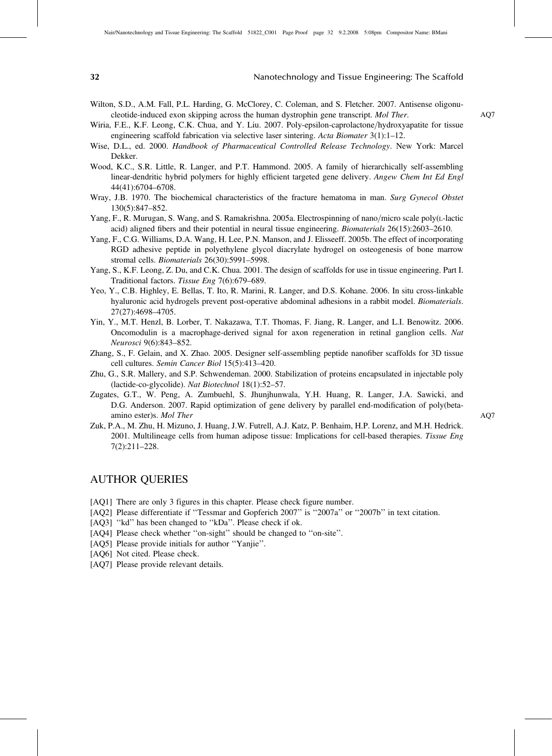Wilton, S.D., A.M. Fall, P.L. Harding, G. McClorey, C. Coleman, and S. Fletcher. 2007. Antisense oligonucleotide-induced exon skipping across the human dystrophin gene transcript. *Mol Ther*. AQ7

Wiria, F.E., K.F. Leong, C.K. Chua, and Y. Liu. 2007. Poly-epsilon-caprolactone/hydroxyapatite for tissue engineering scaffold fabrication via selective laser sintering. *Acta Biomater* 3(1):1–12.

Wise, D.L., ed. 2000. *Handbook of Pharmaceutical Controlled Release Technology*. New York: Marcel Dekker.

Wood, K.C., S.R. Little, R. Langer, and P.T. Hammond. 2005. A family of hierarchically self-assembling linear-dendritic hybrid polymers for highly efficient targeted gene delivery. *Angew Chem Int Ed Engl* 44(41):6704–6708.

Wray, J.B. 1970. The biochemical characteristics of the fracture hematoma in man. *Surg Gynecol Obstet* 130(5):847–852.

Yang, F., R. Murugan, S. Wang, and S. Ramakrishna. 2005a. Electrospinning of nano/micro scale poly(L-lactic acid) aligned fibers and their potential in neural tissue engineering. *Biomaterials* 26(15):2603–2610.

Yang, F., C.G. Williams, D.A. Wang, H. Lee, P.N. Manson, and J. Elisseeff. 2005b. The effect of incorporating RGD adhesive peptide in polyethylene glycol diacrylate hydrogel on osteogenesis of bone marrow stromal cells. *Biomaterials* 26(30):5991–5998.

Yang, S., K.F. Leong, Z. Du, and C.K. Chua. 2001. The design of scaffolds for use in tissue engineering. Part I. Traditional factors. *Tissue Eng* 7(6):679–689.

Yeo, Y., C.B. Highley, E. Bellas, T. Ito, R. Marini, R. Langer, and D.S. Kohane. 2006. In situ cross-linkable hyaluronic acid hydrogels prevent post-operative abdominal adhesions in a rabbit model. *Biomaterials*. 27(27):4698–4705.

Yin, Y., M.T. Henzl, B. Lorber, T. Nakazawa, T.T. Thomas, F. Jiang, R. Langer, and L.I. Benowitz. 2006. Oncomodulin is a macrophage-derived signal for axon regeneration in retinal ganglion cells. *Nat Neurosci* 9(6):843–852.

Zhang, S., F. Gelain, and X. Zhao. 2005. Designer self-assembling peptide nanofiber scaffolds for 3D tissue cell cultures. *Semin Cancer Biol* 15(5):413–420.

Zhu, G., S.R. Mallery, and S.P. Schwendeman. 2000. Stabilization of proteins encapsulated in injectable poly (lactide-co-glycolide). *Nat Biotechnol* 18(1):52–57.

Zugates, G.T., W. Peng, A. Zumbuehl, S. Jhunjhunwala, Y.H. Huang, R. Langer, J.A. Sawicki, and D.G. Anderson. 2007. Rapid optimization of gene delivery by parallel end-modification of poly(beta-amino ester)s. *Mol Ther* AQ7

Zuk, P.A., M. Zhu, H. Mizuno, J. Huang, J.W. Futrell, A.J. Katz, P. Benhaim, H.P. Lorenz, and M.H. Hedrick. 2001. Multilineage cells from human adipose tissue: Implications for cell-based therapies. *Tissue Eng* 7(2):211–228.

## AUTHOR QUERIES

[AQ1] There are only 3 figures in this chapter. Please check figure number.

[AQ2] Please differentiate if ''Tessmar and Gopferich 2007'' is ''2007a'' or ''2007b'' in text citation.

[AQ3] ''kd'' has been changed to ''kDa''. Please check if ok.

[AQ4] Please check whether ''on-sight'' should be changed to ''on-site''.

[AQ5] Please provide initials for author ''Yanjie''.

[AQ6] Not cited. Please check.

[AQ7] Please provide relevant details.